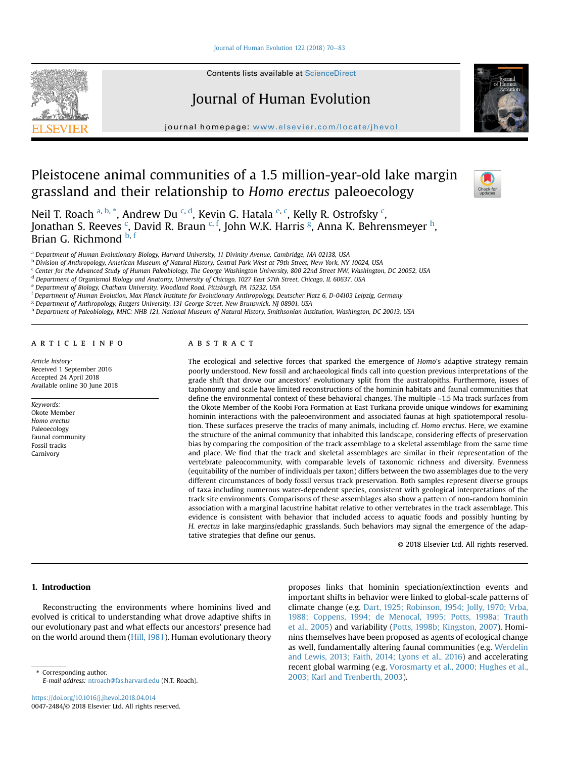# Pleistocene animal communities of a 1.5 million-year-old lake margin grassland and their relationship to *Homo erectus* paleoecology

Neil T. Roach [a, b, *], Andrew Du [c, d], Kevin G. Hatala [e, c], Kelly R. Ostrofsky [c], Jonathan S. Reeves [c], David R. Braun [c, f], John W.K. Harris [g], Anna K. Behrensmeyer [h], Brian G. Richmond [b, f]

[a] Department of Human Evolutionary Biology, Harvard University, 11 Divinity Avenue, Cambridge, MA 02138, USA
[b] Division of Anthropology, American Museum of Natural History, Central Park West at 79th Street, New York, NY 10024, USA
[c] Center for the Advanced Study of Human Paleobiology, The George Washington University, 800 22nd Street NW, Washington, DC 20052, USA
[d] Department of Organismal Biology and Anatomy, University of Chicago, 1027 East 57th Street, Chicago, IL 60637, USA
[e] Department of Biology, Chatham University, Woodland Road, Pittsburgh, PA 15232, USA
[f] Department of Human Evolution, Max Planck Institute for Evolutionary Anthropology, Deutscher Platz 6, D-04103 Leipzig, Germany
[g] Department of Anthropology, Rutgers University, 131 George Street, New Brunswick, NJ 08901, USA
[h] Department of Paleobiology, MHC: NHB 121, National Museum of Natural History, Smithsonian Institution, Washington, DC 20013, USA

## ARTICLE INFO

*Article history:*
Received 1 September 2016
Accepted 24 April 2018
Available online 30 June 2018

*Keywords:*
Okote Member
*Homo erectus*
Paleoecology
Faunal community
Fossil tracks
Carnivory

## ABSTRACT

The ecological and selective forces that sparked the emergence of *Homo*'s adaptive strategy remain poorly understood. New fossil and archaeological finds call into question previous interpretations of the grade shift that drove our ancestors' evolutionary split from the australopiths. Furthermore, issues of taphonomy and scale have limited reconstructions of the hominin habitats and faunal communities that define the environmental context of these behavioral changes. The multiple ~1.5 Ma track surfaces from the Okote Member of the Koobi Fora Formation at East Turkana provide unique windows for examining hominin interactions with the paleoenvironment and associated faunas at high spatiotemporal resolution. These surfaces preserve the tracks of many animals, including cf. *Homo erectus*. Here, we examine the structure of the animal community that inhabited this landscape, considering effects of preservation bias by comparing the composition of the track assemblage to a skeletal assemblage from the same time and place. We find that the track and skeletal assemblages are similar in their representation of the vertebrate paleocommunity, with comparable levels of taxonomic richness and diversity. Evenness (equitability of the number of individuals per taxon) differs between the two assemblages due to the very different circumstances of body fossil versus track preservation. Both samples represent diverse groups of taxa including numerous water-dependent species, consistent with geological interpretations of the track site environments. Comparisons of these assemblages also show a pattern of non-random hominin association with a marginal lacustrine habitat relative to other vertebrates in the track assemblage. This evidence is consistent with behavior that included access to aquatic foods and possibly hunting by *H. erectus* in lake margins/edaphic grasslands. Such behaviors may signal the emergence of the adaptative strategies that define our genus.

© 2018 Elsevier Ltd. All rights reserved.

## 1. Introduction

Reconstructing the environments where hominins lived and evolved is critical to understanding what drove adaptive shifts in our evolutionary past and what effects our ancestors' presence had on the world around them (Hill, 1981). Human evolutionary theory proposes links that hominin speciation/extinction events and important shifts in behavior were linked to global-scale patterns of climate change (e.g. Dart, 1925; Robinson, 1954; Jolly, 1970; Vrba, 1988; Coppens, 1994; de Menocal, 1995; Potts, 1998a; Trauth et al., 2005) and variability (Potts, 1998b; Kingston, 2007). Hominins themselves have been proposed as agents of ecological change as well, fundamentally altering faunal communities (e.g. Werdelin and Lewis, 2013; Faith, 2014; Lyons et al., 2016) and accelerating recent global warming (e.g. Vorosmarty et al., 2000; Hughes et al., 2003; Karl and Trenberth, 2003).

\* Corresponding author.
*E-mail address:* ntroach@fas.harvard.edu (N.T. Roach).

https://doi.org/10.1016/j.jhevol.2018.04.014
0047-2484/© 2018 Elsevier Ltd. All rights reserved.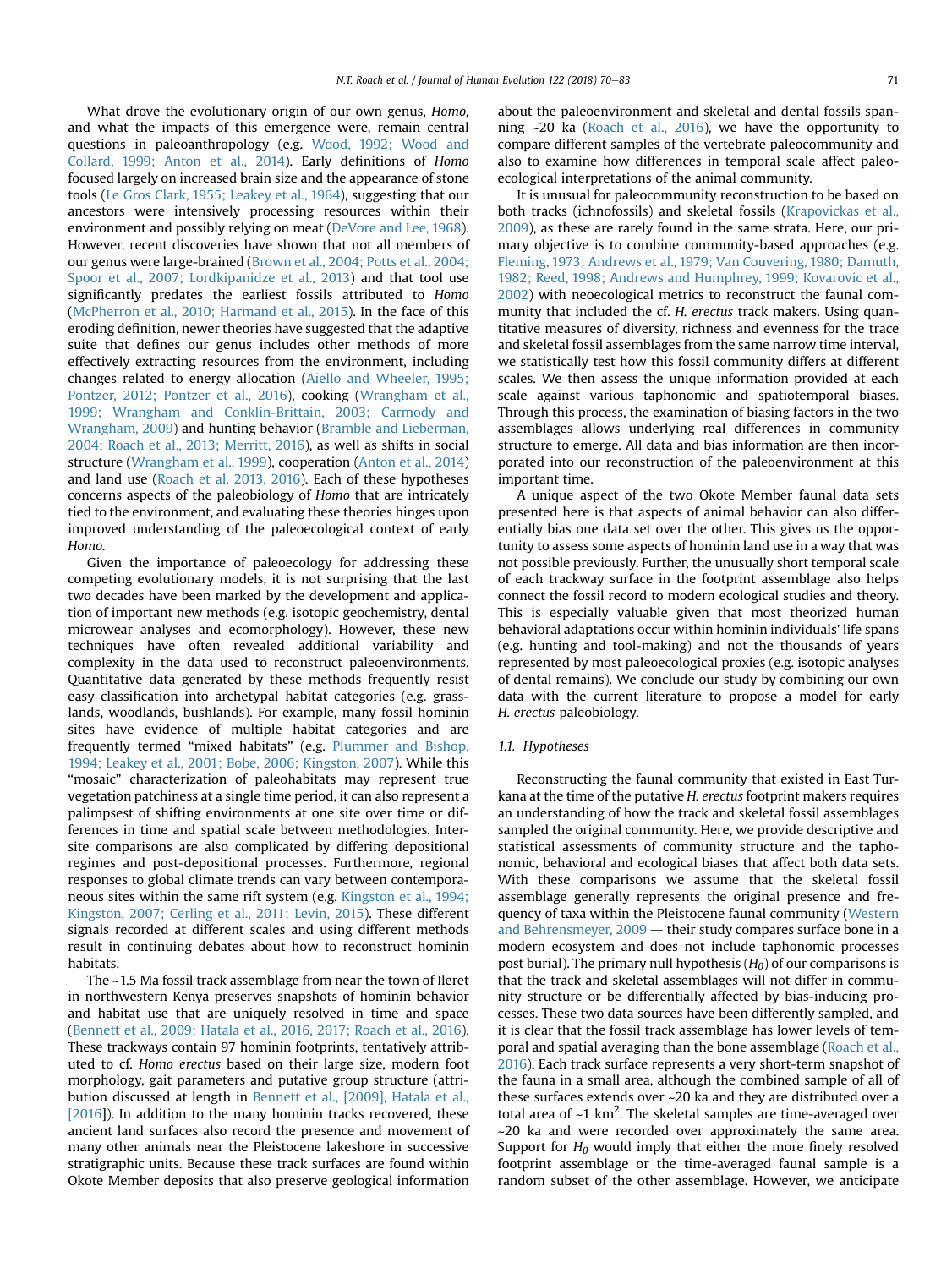What drove the evolutionary origin of our own genus, *Homo*, and what the impacts of this emergence were, remain central questions in paleoanthropology (e.g. Wood, 1992; Wood and Collard, 1999; Anton et al., 2014). Early definitions of *Homo* focused largely on increased brain size and the appearance of stone tools (Le Gros Clark, 1955; Leakey et al., 1964), suggesting that our ancestors were intensively processing resources within their environment and possibly relying on meat (DeVore and Lee, 1968). However, recent discoveries have shown that not all members of our genus were large-brained (Brown et al., 2004; Potts et al., 2004; Spoor et al., 2007; Lordkipanidze et al., 2013) and that tool use significantly predates the earliest fossils attributed to *Homo* (McPherron et al., 2010; Harmand et al., 2015). In the face of this eroding definition, newer theories have suggested that the adaptive suite that defines our genus includes other methods of more effectively extracting resources from the environment, including changes related to energy allocation (Aiello and Wheeler, 1995; Pontzer, 2012; Pontzer et al., 2016), cooking (Wrangham et al., 1999; Wrangham and Conklin-Brittain, 2003; Carmody and Wrangham, 2009) and hunting behavior (Bramble and Lieberman, 2004; Roach et al., 2013; Merritt, 2016), as well as shifts in social structure (Wrangham et al., 1999), cooperation (Anton et al., 2014) and land use (Roach et al. 2013, 2016). Each of these hypotheses concerns aspects of the paleobiology of *Homo* that are intricately tied to the environment, and evaluating these theories hinges upon improved understanding of the paleoecological context of early *Homo*.

Given the importance of paleoecology for addressing these competing evolutionary models, it is not surprising that the last two decades have been marked by the development and application of important new methods (e.g. isotopic geochemistry, dental microwear analyses and ecomorphology). However, these new techniques have often revealed additional variability and complexity in the data used to reconstruct paleoenvironments. Quantitative data generated by these methods frequently resist easy classification into archetypal habitat categories (e.g. grasslands, woodlands, bushlands). For example, many fossil hominin sites have evidence of multiple habitat categories and are frequently termed "mixed habitats" (e.g. Plummer and Bishop, 1994; Leakey et al., 2001; Bobe, 2006; Kingston, 2007). While this "mosaic" characterization of paleohabitats may represent true vegetation patchiness at a single time period, it can also represent a palimpsest of shifting environments at one site over time or differences in time and spatial scale between methodologies. Intersite comparisons are also complicated by differing depositional regimes and post-depositional processes. Furthermore, regional responses to global climate trends can vary between contemporaneous sites within the same rift system (e.g. Kingston et al., 1994; Kingston, 2007; Cerling et al., 2011; Levin, 2015). These different signals recorded at different scales and using different methods result in continuing debates about how to reconstruct hominin habitats.

The ~1.5 Ma fossil track assemblage from near the town of Ileret in northwestern Kenya preserves snapshots of hominin behavior and habitat use that are uniquely resolved in time and space (Bennett et al., 2009; Hatala et al., 2016, 2017; Roach et al., 2016). These trackways contain 97 hominin footprints, tentatively attributed to cf. *Homo erectus* based on their large size, modern foot morphology, gait parameters and putative group structure (attribution discussed at length in Bennett et al., [2009], Hatala et al., [2016]). In addition to the many hominin tracks recovered, these ancient land surfaces also record the presence and movement of many other animals near the Pleistocene lakeshore in successive stratigraphic units. Because these track surfaces are found within Okote Member deposits that also preserve geological information about the paleoenvironment and skeletal and dental fossils spanning ~20 ka (Roach et al., 2016), we have the opportunity to compare different samples of the vertebrate paleocommunity and also to examine how differences in temporal scale affect paleoecological interpretations of the animal community.

It is unusual for paleocommunity reconstruction to be based on both tracks (ichnofossils) and skeletal fossils (Krapovickas et al., 2009), as these are rarely found in the same strata. Here, our primary objective is to combine community-based approaches (e.g. Fleming, 1973; Andrews et al., 1979; Van Couvering, 1980; Damuth, 1982; Reed, 1998; Andrews and Humphrey, 1999; Kovarovic et al., 2002) with neoecological metrics to reconstruct the faunal community that included the cf. *H. erectus* track makers. Using quantitative measures of diversity, richness and evenness for the trace and skeletal fossil assemblages from the same narrow time interval, we statistically test how this fossil community differs at different scales. We then assess the unique information provided at each scale against various taphonomic and spatiotemporal biases. Through this process, the examination of biasing factors in the two assemblages allows underlying real differences in community structure to emerge. All data and bias information are then incorporated into our reconstruction of the paleoenvironment at this important time.

A unique aspect of the two Okote Member faunal data sets presented here is that aspects of animal behavior can also differentially bias one data set over the other. This gives us the opportunity to assess some aspects of hominin land use in a way that was not possible previously. Further, the unusually short temporal scale of each trackway surface in the footprint assemblage also helps connect the fossil record to modern ecological studies and theory. This is especially valuable given that most theorized human behavioral adaptations occur within hominin individuals' life spans (e.g. hunting and tool-making) and not the thousands of years represented by most paleoecological proxies (e.g. isotopic analyses of dental remains). We conclude our study by combining our own data with the current literature to propose a model for early *H. erectus* paleobiology.

### 1.1. Hypotheses

Reconstructing the faunal community that existed in East Turkana at the time of the putative *H. erectus* footprint makers requires an understanding of how the track and skeletal fossil assemblages sampled the original community. Here, we provide descriptive and statistical assessments of community structure and the taphonomic, behavioral and ecological biases that affect both data sets. With these comparisons we assume that the skeletal fossil assemblage generally represents the original presence and frequency of taxa within the Pleistocene faunal community (Western and Behrensmeyer, 2009 — their study compares surface bone in a modern ecosystem and does not include taphonomic processes post burial). The primary null hypothesis ($H_0$) of our comparisons is that the track and skeletal assemblages will not differ in community structure or be differentially affected by bias-inducing processes. These two data sources have been differently sampled, and it is clear that the fossil track assemblage has lower levels of temporal and spatial averaging than the bone assemblage (Roach et al., 2016). Each track surface represents a very short-term snapshot of the fauna in a small area, although the combined sample of all of these surfaces extends over ~20 ka and they are distributed over a total area of ~1 km$^2$. The skeletal samples are time-averaged over ~20 ka and were recorded over approximately the same area. Support for $H_0$ would imply that either the more finely resolved footprint assemblage or the time-averaged faunal sample is a random subset of the other assemblage. However, we anticipate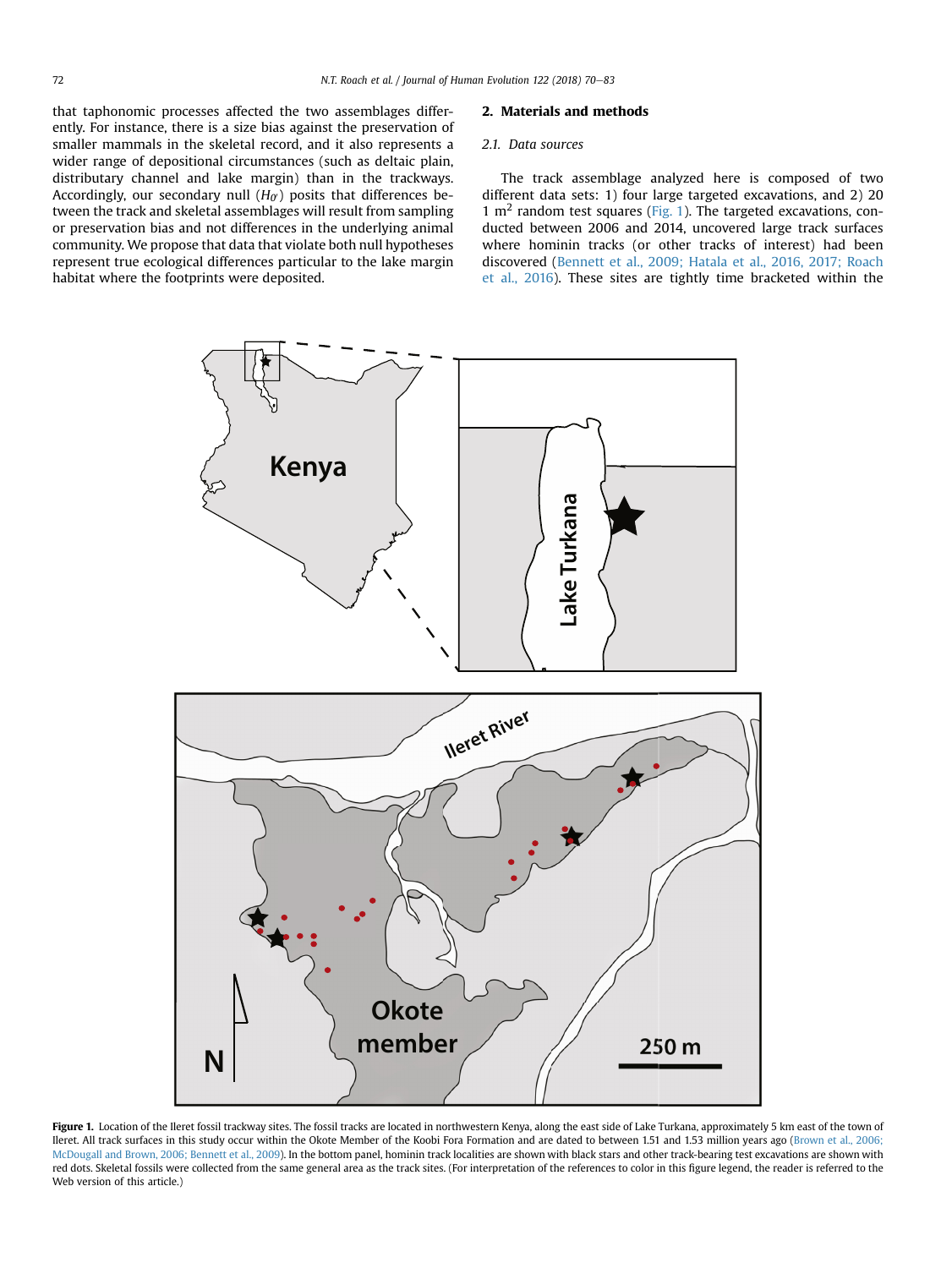that taphonomic processes affected the two assemblages differently. For instance, there is a size bias against the preservation of smaller mammals in the skeletal record, and it also represents a wider range of depositional circumstances (such as deltaic plain, distributary channel and lake margin) than in the trackways. Accordingly, our secondary null ($H_{0'}$) posits that differences between the track and skeletal assemblages will result from sampling or preservation bias and not differences in the underlying animal community. We propose that data that violate both null hypotheses represent true ecological differences particular to the lake margin habitat where the footprints were deposited.

## 2. Materials and methods

### 2.1. Data sources

The track assemblage analyzed here is composed of two different data sets: 1) four large targeted excavations, and 2) 20 1 m² random test squares (Fig. 1). The targeted excavations, conducted between 2006 and 2014, uncovered large track surfaces where hominin tracks (or other tracks of interest) had been discovered (Bennett et al., 2009; Hatala et al., 2016, 2017; Roach et al., 2016). These sites are tightly time bracketed within the

**Figure 1.** Location of the Ileret fossil trackway sites. The fossil tracks are located in northwestern Kenya, along the east side of Lake Turkana, approximately 5 km east of the town of Ileret. All track surfaces in this study occur within the Okote Member of the Koobi Fora Formation and are dated to between 1.51 and 1.53 million years ago (Brown et al., 2006; McDougall and Brown, 2006; Bennett et al., 2009). In the bottom panel, hominin track localities are shown with black stars and other track-bearing test excavations are shown with red dots. Skeletal fossils were collected from the same general area as the track sites. (For interpretation of the references to color in this figure legend, the reader is referred to the Web version of this article.)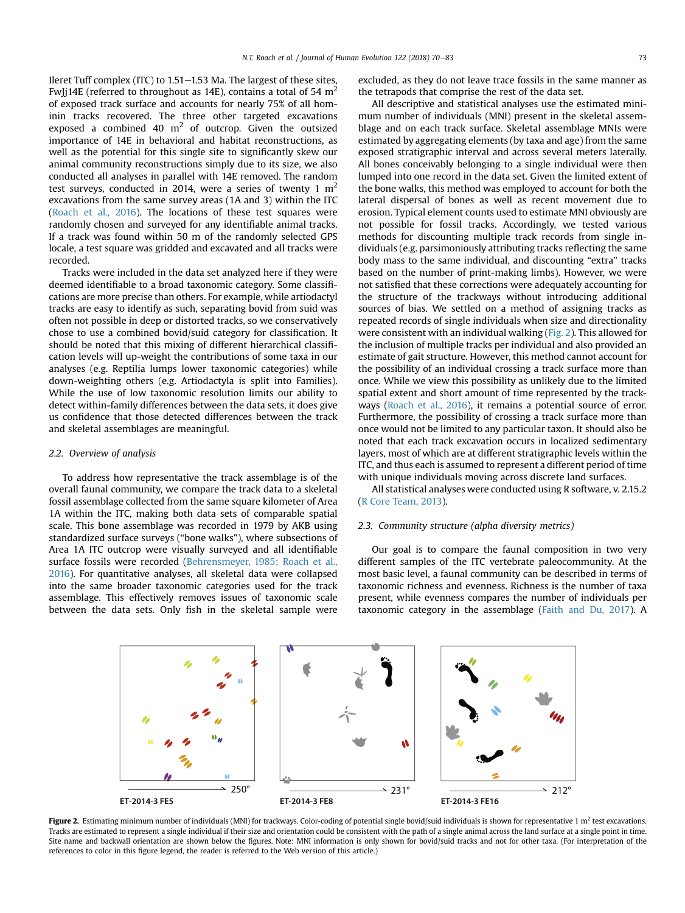Ileret Tuff complex (ITC) to 1.51–1.53 Ma. The largest of these sites, FwJj14E (referred to throughout as 14E), contains a total of 54 $m^2$ of exposed track surface and accounts for nearly 75% of all hominin tracks recovered. The three other targeted excavations exposed a combined 40 $m^2$ of outcrop. Given the outsized importance of 14E in behavioral and habitat reconstructions, as well as the potential for this single site to significantly skew our animal community reconstructions simply due to its size, we also conducted all analyses in parallel with 14E removed. The random test surveys, conducted in 2014, were a series of twenty 1 $m^2$ excavations from the same survey areas (1A and 3) within the ITC (Roach et al., 2016). The locations of these test squares were randomly chosen and surveyed for any identifiable animal tracks. If a track was found within 50 m of the randomly selected GPS locale, a test square was gridded and excavated and all tracks were recorded.

Tracks were included in the data set analyzed here if they were deemed identifiable to a broad taxonomic category. Some classifications are more precise than others. For example, while artiodactyl tracks are easy to identify as such, separating bovid from suid was often not possible in deep or distorted tracks, so we conservatively chose to use a combined bovid/suid category for classification. It should be noted that this mixing of different hierarchical classification levels will up-weight the contributions of some taxa in our analyses (e.g. Reptilia lumps lower taxonomic categories) while down-weighting others (e.g. Artiodactyla is split into Families). While the use of low taxonomic resolution limits our ability to detect within-family differences between the data sets, it does give us confidence that those detected differences between the track and skeletal assemblages are meaningful.

### 2.2. Overview of analysis

To address how representative the track assemblage is of the overall faunal community, we compare the track data to a skeletal fossil assemblage collected from the same square kilometer of Area 1A within the ITC, making both data sets of comparable spatial scale. This bone assemblage was recorded in 1979 by AKB using standardized surface surveys ("bone walks"), where subsections of Area 1A ITC outcrop were visually surveyed and all identifiable surface fossils were recorded (Behrensmeyer, 1985; Roach et al., 2016). For quantitative analyses, all skeletal data were collapsed into the same broader taxonomic categories used for the track assemblage. This effectively removes issues of taxonomic scale between the data sets. Only fish in the skeletal sample were excluded, as they do not leave trace fossils in the same manner as the tetrapods that comprise the rest of the data set.

All descriptive and statistical analyses use the estimated minimum number of individuals (MNI) present in the skeletal assemblage and on each track surface. Skeletal assemblage MNIs were estimated by aggregating elements (by taxa and age) from the same exposed stratigraphic interval and across several meters laterally. All bones conceivably belonging to a single individual were then lumped into one record in the data set. Given the limited extent of the bone walks, this method was employed to account for both the lateral dispersal of bones as well as recent movement due to erosion. Typical element counts used to estimate MNI obviously are not possible for fossil tracks. Accordingly, we tested various methods for discounting multiple track records from single individuals (e.g. parsimoniously attributing tracks reflecting the same body mass to the same individual, and discounting "extra" tracks based on the number of print-making limbs). However, we were not satisfied that these corrections were adequately accounting for the structure of the trackways without introducing additional sources of bias. We settled on a method of assigning tracks as repeated records of single individuals when size and directionality were consistent with an individual walking (Fig. 2). This allowed for the inclusion of multiple tracks per individual and also provided an estimate of gait structure. However, this method cannot account for the possibility of an individual crossing a track surface more than once. While we view this possibility as unlikely due to the limited spatial extent and short amount of time represented by the trackways (Roach et al., 2016), it remains a potential source of error. Furthermore, the possibility of crossing a track surface more than once would not be limited to any particular taxon. It should also be noted that each track excavation occurs in localized sedimentary layers, most of which are at different stratigraphic levels within the ITC, and thus each is assumed to represent a different period of time with unique individuals moving across discrete land surfaces.

All statistical analyses were conducted using R software, v. 2.15.2 (R Core Team, 2013).

### 2.3. Community structure (alpha diversity metrics)

Our goal is to compare the faunal composition in two very different samples of the ITC vertebrate paleocommunity. At the most basic level, a faunal community can be described in terms of taxonomic richness and evenness. Richness is the number of taxa present, while evenness compares the number of individuals per taxonomic category in the assemblage (Faith and Du, 2017). A

250°
ET-2014-3 FE5

231°
ET-2014-3 FE8

212°
ET-2014-3 FE16

**Figure 2.** Estimating minimum number of individuals (MNI) for trackways. Color-coding of potential single bovid/suid individuals is shown for representative 1 $m^2$ test excavations. Tracks are estimated to represent a single individual if their size and orientation could be consistent with the path of a single animal across the land surface at a single point in time. Site name and backwall orientation are shown below the figures. Note: MNI information is only shown for bovid/suid tracks and not for other taxa. (For interpretation of the references to color in this figure legend, the reader is referred to the Web version of this article.)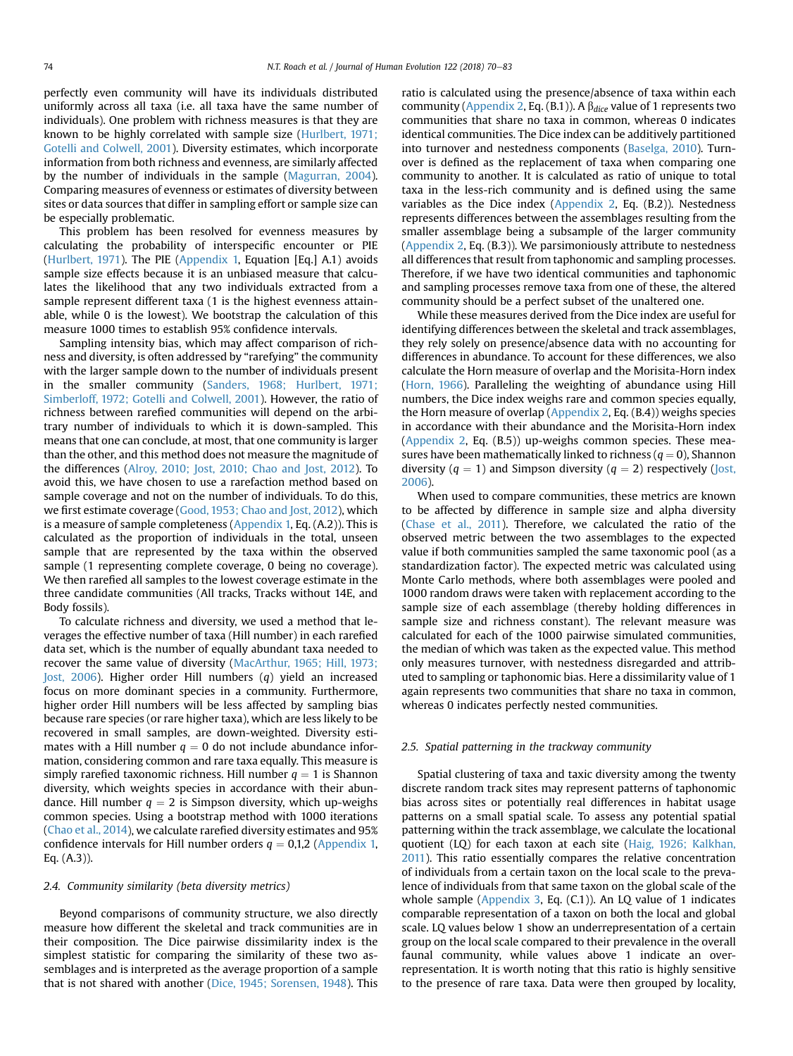perfectly even community will have its individuals distributed uniformly across all taxa (i.e. all taxa have the same number of individuals). One problem with richness measures is that they are known to be highly correlated with sample size (Hurlbert, 1971; Gotelli and Colwell, 2001). Diversity estimates, which incorporate information from both richness and evenness, are similarly affected by the number of individuals in the sample (Magurran, 2004). Comparing measures of evenness or estimates of diversity between sites or data sources that differ in sampling effort or sample size can be especially problematic.

This problem has been resolved for evenness measures by calculating the probability of interspecific encounter or PIE (Hurlbert, 1971). The PIE (Appendix 1, Equation [Eq.] A.1) avoids sample size effects because it is an unbiased measure that calculates the likelihood that any two individuals extracted from a sample represent different taxa (1 is the highest evenness attainable, while 0 is the lowest). We bootstrap the calculation of this measure 1000 times to establish 95% confidence intervals.

Sampling intensity bias, which may affect comparison of richness and diversity, is often addressed by "rarefying" the community with the larger sample down to the number of individuals present in the smaller community (Sanders, 1968; Hurlbert, 1971; Simberloff, 1972; Gotelli and Colwell, 2001). However, the ratio of richness between rarefied communities will depend on the arbitrary number of individuals to which it is down-sampled. This means that one can conclude, at most, that one community is larger than the other, and this method does not measure the magnitude of the differences (Alroy, 2010; Jost, 2010; Chao and Jost, 2012). To avoid this, we have chosen to use a rarefaction method based on sample coverage and not on the number of individuals. To do this, we first estimate coverage (Good, 1953; Chao and Jost, 2012), which is a measure of sample completeness (Appendix 1, Eq. (A.2)). This is calculated as the proportion of individuals in the total, unseen sample that are represented by the taxa within the observed sample (1 representing complete coverage, 0 being no coverage). We then rarefied all samples to the lowest coverage estimate in the three candidate communities (All tracks, Tracks without 14E, and Body fossils).

To calculate richness and diversity, we used a method that leverages the effective number of taxa (Hill number) in each rarefied data set, which is the number of equally abundant taxa needed to recover the same value of diversity (MacArthur, 1965; Hill, 1973; Jost, 2006). Higher order Hill numbers ($q$) yield an increased focus on more dominant species in a community. Furthermore, higher order Hill numbers will be less affected by sampling bias because rare species (or rare higher taxa), which are less likely to be recovered in small samples, are down-weighted. Diversity estimates with a Hill number $q = 0$ do not include abundance information, considering common and rare taxa equally. This measure is simply rarefied taxonomic richness. Hill number $q = 1$ is Shannon diversity, which weights species in accordance with their abundance. Hill number $q = 2$ is Simpson diversity, which up-weighs common species. Using a bootstrap method with 1000 iterations (Chao et al., 2014), we calculate rarefied diversity estimates and 95% confidence intervals for Hill number orders $q = 0,1,2$ (Appendix 1, Eq. (A.3)).

### 2.4. Community similarity (beta diversity metrics)

Beyond comparisons of community structure, we also directly measure how different the skeletal and track communities are in their composition. The Dice pairwise dissimilarity index is the simplest statistic for comparing the similarity of these two assemblages and is interpreted as the average proportion of a sample that is not shared with another (Dice, 1945; Sorensen, 1948). This ratio is calculated using the presence/absence of taxa within each community (Appendix 2, Eq. (B.1)). A $\beta_{dice}$ value of 1 represents two communities that share no taxa in common, whereas 0 indicates identical communities. The Dice index can be additively partitioned into turnover and nestedness components (Baselga, 2010). Turnover is defined as the replacement of taxa when comparing one community to another. It is calculated as ratio of unique to total taxa in the less-rich community and is defined using the same variables as the Dice index (Appendix 2, Eq. (B.2)). Nestedness represents differences between the assemblages resulting from the smaller assemblage being a subsample of the larger community (Appendix 2, Eq. (B.3)). We parsimoniously attribute to nestedness all differences that result from taphonomic and sampling processes. Therefore, if we have two identical communities and taphonomic and sampling processes remove taxa from one of these, the altered community should be a perfect subset of the unaltered one.

While these measures derived from the Dice index are useful for identifying differences between the skeletal and track assemblages, they rely solely on presence/absence data with no accounting for differences in abundance. To account for these differences, we also calculate the Horn measure of overlap and the Morisita-Horn index (Horn, 1966). Paralleling the weighting of abundance using Hill numbers, the Dice index weighs rare and common species equally, the Horn measure of overlap (Appendix 2, Eq. (B.4)) weighs species in accordance with their abundance and the Morisita-Horn index (Appendix 2, Eq. (B.5)) up-weighs common species. These measures have been mathematically linked to richness ($q = 0$), Shannon diversity ($q = 1$) and Simpson diversity ($q = 2$) respectively (Jost, 2006).

When used to compare communities, these metrics are known to be affected by difference in sample size and alpha diversity (Chase et al., 2011). Therefore, we calculated the ratio of the observed metric between the two assemblages to the expected value if both communities sampled the same taxonomic pool (as a standardization factor). The expected metric was calculated using Monte Carlo methods, where both assemblages were pooled and 1000 random draws were taken with replacement according to the sample size of each assemblage (thereby holding differences in sample size and richness constant). The relevant measure was calculated for each of the 1000 pairwise simulated communities, the median of which was taken as the expected value. This method only measures turnover, with nestedness disregarded and attributed to sampling or taphonomic bias. Here a dissimilarity value of 1 again represents two communities that share no taxa in common, whereas 0 indicates perfectly nested communities.

### 2.5. Spatial patterning in the trackway community

Spatial clustering of taxa and taxic diversity among the twenty discrete random track sites may represent patterns of taphonomic bias across sites or potentially real differences in habitat usage patterns on a small spatial scale. To assess any potential spatial patterning within the track assemblage, we calculate the locational quotient (LQ) for each taxon at each site (Haig, 1926; Kalkhan, 2011). This ratio essentially compares the relative concentration of individuals from a certain taxon on the local scale to the prevalence of individuals from that same taxon on the global scale of the whole sample (Appendix 3, Eq. (C.1)). An LQ value of 1 indicates comparable representation of a taxon on both the local and global scale. LQ values below 1 show an underrepresentation of a certain group on the local scale compared to their prevalence in the overall faunal community, while values above 1 indicate an overrepresentation. It is worth noting that this ratio is highly sensitive to the presence of rare taxa. Data were then grouped by locality,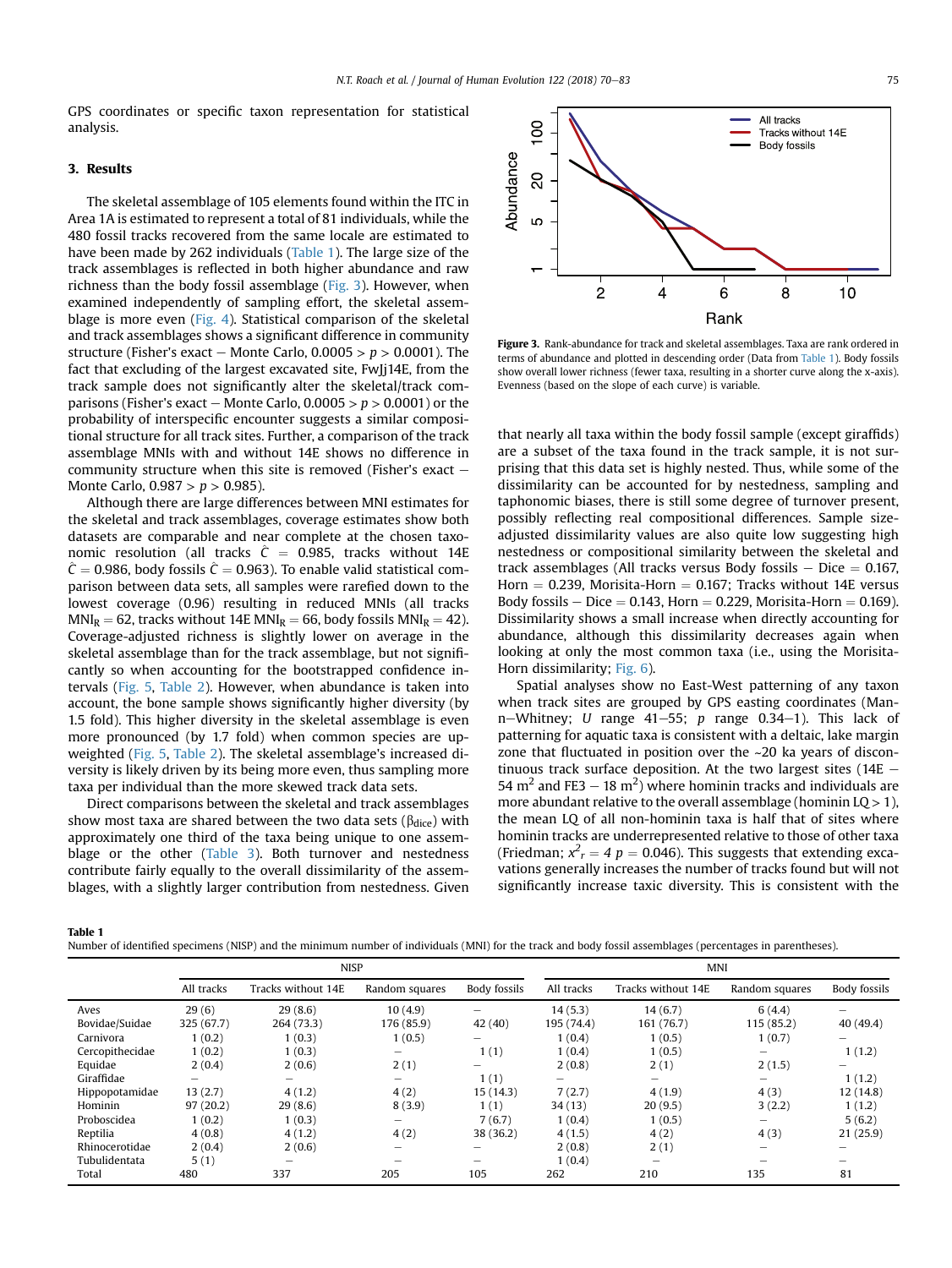GPS coordinates or specific taxon representation for statistical analysis.

## 3. Results

The skeletal assemblage of 105 elements found within the ITC in Area 1A is estimated to represent a total of 81 individuals, while the 480 fossil tracks recovered from the same locale are estimated to have been made by 262 individuals (Table 1). The large size of the track assemblages is reflected in both higher abundance and raw richness than the body fossil assemblage (Fig. 3). However, when examined independently of sampling effort, the skeletal assemblage is more even (Fig. 4). Statistical comparison of the skeletal and track assemblages shows a significant difference in community structure (Fisher's exact – Monte Carlo, $0.0005 > p > 0.0001$). The fact that excluding of the largest excavated site, FwJj14E, from the track sample does not significantly alter the skeletal/track comparisons (Fisher's exact – Monte Carlo, $0.0005 > p > 0.0001$) or the probability of interspecific encounter suggests a similar compositional structure for all track sites. Further, a comparison of the track assemblage MNIs with and without 14E shows no difference in community structure when this site is removed (Fisher's exact – Monte Carlo, $0.987 > p > 0.985$).

Although there are large differences between MNI estimates for the skeletal and track assemblages, coverage estimates show both datasets are comparable and near complete at the chosen taxonomic resolution (all tracks $\hat{C} = 0.985$, tracks without 14E $\hat{C} = 0.986$, body fossils $\hat{C} = 0.963$). To enable valid statistical comparison between data sets, all samples were rarefied down to the lowest coverage (0.96) resulting in reduced MNIs (all tracks $MNI_R = 62$, tracks without 14E $MNI_R = 66$, body fossils $MNI_R = 42$). Coverage-adjusted richness is slightly lower on average in the skeletal assemblage than for the track assemblage, but not significantly so when accounting for the bootstrapped confidence intervals (Fig. 5, Table 2). However, when abundance is taken into account, the bone sample shows significantly higher diversity (by 1.5 fold). This higher diversity in the skeletal assemblage is even more pronounced (by 1.7 fold) when common species are upweighted (Fig. 5, Table 2). The skeletal assemblage's increased diversity is likely driven by its being more even, thus sampling more taxa per individual than the more skewed track data sets.

Direct comparisons between the skeletal and track assemblages show most taxa are shared between the two data sets ($\beta_{dice}$) with approximately one third of the taxa being unique to one assemblage or the other (Table 3). Both turnover and nestedness contribute fairly equally to the overall dissimilarity of the assemblages, with a slightly larger contribution from nestedness. Given that nearly all taxa within the body fossil sample (except giraffids) are a subset of the taxa found in the track sample, it is not surprising that this data set is highly nested. Thus, while some of the dissimilarity can be accounted for by nestedness, sampling and taphonomic biases, there is still some degree of turnover present, possibly reflecting real compositional differences. Sample size-adjusted dissimilarity values are also quite low suggesting high nestedness or compositional similarity between the skeletal and track assemblages (All tracks versus Body fossils – Dice = 0.167, Horn = 0.239, Morisita-Horn = 0.167; Tracks without 14E versus Body fossils – Dice = 0.143, Horn = 0.229, Morisita-Horn = 0.169). Dissimilarity shows a small increase when directly accounting for abundance, although this dissimilarity decreases again when looking at only the most common taxa (i.e., using the Morisita-Horn dissimilarity; Fig. 6).

Spatial analyses show no East-West patterning of any taxon when track sites are grouped by GPS easting coordinates (Mann–Whitney; $U$ range 41–55; $p$ range 0.34–1). This lack of patterning for aquatic taxa is consistent with a deltaic, lake margin zone that fluctuated in position over the ~20 ka years of discontinuous track surface deposition. At the two largest sites (14E – 54 $m^2$ and FE3 – 18 $m^2$) where hominin tracks and individuals are more abundant relative to the overall assemblage (hominin LQ > 1), the mean LQ of all non-hominin taxa is half that of sites where hominin tracks are underrepresented relative to those of other taxa (Friedman; $x^2_r = 4$ $p = 0.046$). This suggests that extending excavations generally increases the number of tracks found but will not significantly increase taxic diversity. This is consistent with the

**Figure 3.** Rank-abundance for track and skeletal assemblages. Taxa are rank ordered in terms of abundance and plotted in descending order (Data from Table 1). Body fossils show overall lower richness (fewer taxa, resulting in a shorter curve along the x-axis). Evenness (based on the slope of each curve) is variable.

**Table 1**
Number of identified specimens (NISP) and the minimum number of individuals (MNI) for the track and body fossil assemblages (percentages in parentheses).

| | NISP | | | | MNI | | | |
|---|---|---|---|---|---|---|---|---|
| | All tracks | Tracks without 14E | Random squares | Body fossils | All tracks | Tracks without 14E | Random squares | Body fossils |
| Aves | 29 (6) | 29 (8.6) | 10 (4.9) | – | 14 (5.3) | 14 (6.7) | 6 (4.4) | – |
| Bovidae/Suidae | 325 (67.7) | 264 (73.3) | 176 (85.9) | 42 (40) | 195 (74.4) | 161 (76.7) | 115 (85.2) | 40 (49.4) |
| Carnivora | 1 (0.2) | 1 (0.3) | 1 (0.5) | – | 1 (0.4) | 1 (0.5) | 1 (0.7) | – |
| Cercopithecidae | 1 (0.2) | 1 (0.3) | – | 1 (1) | 1 (0.4) | 1 (0.5) | – | 1 (1.2) |
| Equidae | 2 (0.4) | 2 (0.6) | 2 (1) | – | 2 (0.8) | 2 (1) | 2 (1.5) | – |
| Giraffidae | – | – | – | 1 (1) | – | – | – | 1 (1.2) |
| Hippopotamidae | 13 (2.7) | 4 (1.2) | 4 (2) | 15 (14.3) | 7 (2.7) | 4 (1.9) | 4 (3) | 12 (14.8) |
| Hominin | 97 (20.2) | 29 (8.6) | 8 (3.9) | 1 (1) | 34 (13) | 20 (9.5) | 3 (2.2) | 1 (1.2) |
| Proboscidea | 1 (0.2) | 1 (0.3) | – | 7 (6.7) | 1 (0.4) | 1 (0.5) | – | 5 (6.2) |
| Reptilia | 4 (0.8) | 4 (1.2) | 4 (2) | 38 (36.2) | 4 (1.5) | 4 (2) | 4 (3) | 21 (25.9) |
| Rhinocerotidae | 2 (0.4) | 2 (0.6) | – | – | 2 (0.8) | 2 (1) | – | – |
| Tubulidentata | 5 (1) | – | – | – | 1 (0.4) | – | – | – |
| Total | 480 | 337 | 205 | 105 | 262 | 210 | 135 | 81 |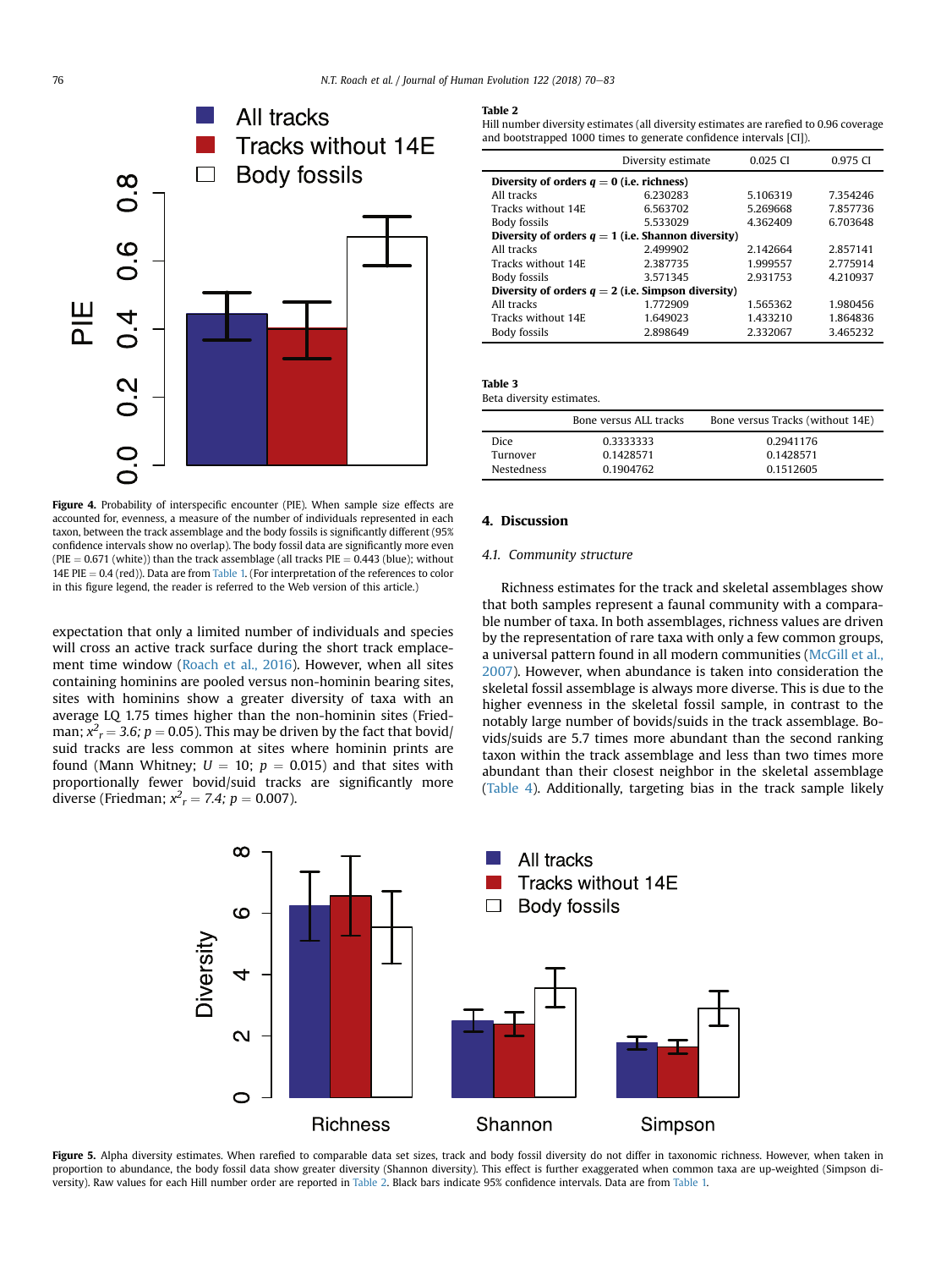Figure 4. Probability of interspecific encounter (PIE). When sample size effects are accounted for, evenness, a measure of the number of individuals represented in each taxon, between the track assemblage and the body fossils is significantly different (95% confidence intervals show no overlap). The body fossil data are significantly more even (PIE = 0.671 (white)) than the track assemblage (all tracks PIE = 0.443 (blue); without 14E PIE = 0.4 (red)). Data are from Table 1. (For interpretation of the references to color in this figure legend, the reader is referred to the Web version of this article.)

expectation that only a limited number of individuals and species will cross an active track surface during the short track emplacement time window (Roach et al., 2016). However, when all sites containing hominins are pooled versus non-hominin bearing sites, sites with hominins show a greater diversity of taxa with an average LQ 1.75 times higher than the non-hominin sites (Friedman; $x^2_r = 3.6$; $p = 0.05$). This may be driven by the fact that bovid/suid tracks are less common at sites where hominin prints are found (Mann Whitney; $U = 10$; $p = 0.015$) and that sites with proportionally fewer bovid/suid tracks are significantly more diverse (Friedman; $x^2_r = 7.4$; $p = 0.007$).

**Table 2**
Hill number diversity estimates (all diversity estimates are rarefied to 0.96 coverage and bootstrapped 1000 times to generate confidence intervals [CI]).

| | Diversity estimate | 0.025 CI | 0.975 CI |
|---|---|---|---|
| **Diversity of orders $q = 0$ (i.e. richness)** | | | |
| All tracks | 6.230283 | 5.106319 | 7.354246 |
| Tracks without 14E | 6.563702 | 5.269668 | 7.857736 |
| Body fossils | 5.533029 | 4.362409 | 6.703648 |
| **Diversity of orders $q = 1$ (i.e. Shannon diversity)** | | | |
| All tracks | 2.499902 | 2.142664 | 2.857141 |
| Tracks without 14E | 2.387735 | 1.999557 | 2.775914 |
| Body fossils | 3.571345 | 2.931753 | 4.210937 |
| **Diversity of orders $q = 2$ (i.e. Simpson diversity)** | | | |
| All tracks | 1.772909 | 1.565362 | 1.980456 |
| Tracks without 14E | 1.649023 | 1.433210 | 1.864836 |
| Body fossils | 2.898649 | 2.332067 | 3.465232 |

**Table 3**
Beta diversity estimates.

| | Bone versus ALL tracks | Bone versus Tracks (without 14E) |
|---|---|---|
| Dice | 0.3333333 | 0.2941176 |
| Turnover | 0.1428571 | 0.1428571 |
| Nestedness | 0.1904762 | 0.1512605 |

## 4. Discussion

### 4.1. Community structure

Richness estimates for the track and skeletal assemblages show that both samples represent a faunal community with a comparable number of taxa. In both assemblages, richness values are driven by the representation of rare taxa with only a few common groups, a universal pattern found in all modern communities (McGill et al., 2007). However, when abundance is taken into consideration the skeletal fossil assemblage is always more diverse. This is due to the higher evenness in the skeletal fossil sample, in contrast to the notably large number of bovids/suids in the track assemblage. Bovids/suids are 5.7 times more abundant than the second ranking taxon within the track assemblage and less than two times more abundant than their closest neighbor in the skeletal assemblage (Table 4). Additionally, targeting bias in the track sample likely

Figure 5. Alpha diversity estimates. When rarefied to comparable data set sizes, track and body fossil diversity do not differ in taxonomic richness. However, when taken in proportion to abundance, the body fossil data show greater diversity (Shannon diversity). This effect is further exaggerated when common taxa are up-weighted (Simpson diversity). Raw values for each Hill number order are reported in Table 2. Black bars indicate 95% confidence intervals. Data are from Table 1.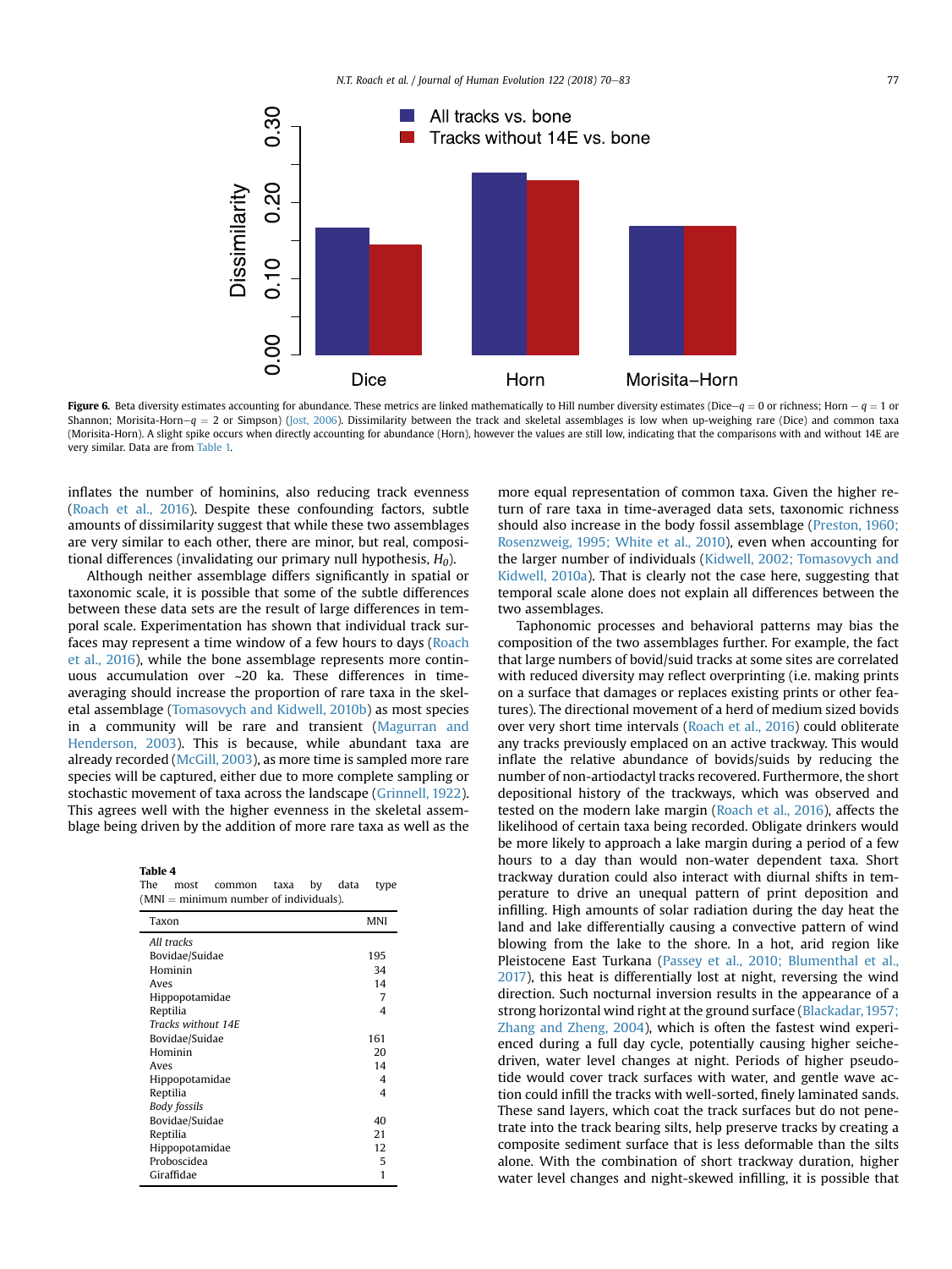Figure 6. Beta diversity estimates accounting for abundance. These metrics are linked mathematically to Hill number diversity estimates (Dice−$q$ = 0 or richness; Horn − $q$ = 1 or Shannon; Morisita-Horn−$q$ = 2 or Simpson) (Jost, 2006). Dissimilarity between the track and skeletal assemblages is low when up-weighing rare (Dice) and common taxa (Morisita-Horn). A slight spike occurs when directly accounting for abundance (Horn), however the values are still low, indicating that the comparisons with and without 14E are very similar. Data are from Table 1.

inflates the number of hominins, also reducing track evenness (Roach et al., 2016). Despite these confounding factors, subtle amounts of dissimilarity suggest that while these two assemblages are very similar to each other, there are minor, but real, compositional differences (invalidating our primary null hypothesis, $H_0$).

Although neither assemblage differs significantly in spatial or taxonomic scale, it is possible that some of the subtle differences between these data sets are the result of large differences in temporal scale. Experimentation has shown that individual track surfaces may represent a time window of a few hours to days (Roach et al., 2016), while the bone assemblage represents more continuous accumulation over ~20 ka. These differences in time-averaging should increase the proportion of rare taxa in the skeletal assemblage (Tomasovych and Kidwell, 2010b) as most species in a community will be rare and transient (Magurran and Henderson, 2003). This is because, while abundant taxa are already recorded (McGill, 2003), as more time is sampled more rare species will be captured, either due to more complete sampling or stochastic movement of taxa across the landscape (Grinnell, 1922). This agrees well with the higher evenness in the skeletal assemblage being driven by the addition of more rare taxa as well as the more equal representation of common taxa. Given the higher return of rare taxa in time-averaged data sets, taxonomic richness should also increase in the body fossil assemblage (Preston, 1960; Rosenzweig, 1995; White et al., 2010), even when accounting for the larger number of individuals (Kidwell, 2002; Tomasovych and Kidwell, 2010a). That is clearly not the case here, suggesting that temporal scale alone does not explain all differences between the two assemblages.

Taphonomic processes and behavioral patterns may bias the composition of the two assemblages further. For example, the fact that large numbers of bovid/suid tracks at some sites are correlated with reduced diversity may reflect overprinting (i.e. making prints on a surface that damages or replaces existing prints or other features). The directional movement of a herd of medium sized bovids over very short time intervals (Roach et al., 2016) could obliterate any tracks previously emplaced on an active trackway. This would inflate the relative abundance of bovids/suids by reducing the number of non-artiodactyl tracks recovered. Furthermore, the short depositional history of the trackways, which was observed and tested on the modern lake margin (Roach et al., 2016), affects the likelihood of certain taxa being recorded. Obligate drinkers would be more likely to approach a lake margin during a period of a few hours to a day than would non-water dependent taxa. Short trackway duration could also interact with diurnal shifts in temperature to drive an unequal pattern of print deposition and infilling. High amounts of solar radiation during the day heat the land and lake differentially causing a convective pattern of wind blowing from the lake to the shore. In a hot, arid region like Pleistocene East Turkana (Passey et al., 2010; Blumenthal et al., 2017), this heat is differentially lost at night, reversing the wind direction. Such nocturnal inversion results in the appearance of a strong horizontal wind right at the ground surface (Blackadar, 1957; Zhang and Zheng, 2004), which is often the fastest wind experienced during a full day cycle, potentially causing higher seiche-driven, water level changes at night. Periods of higher pseudo-tide would cover track surfaces with water, and gentle wave action could infill the tracks with well-sorted, finely laminated sands. These sand layers, which coat the track surfaces but do not penetrate into the track bearing silts, help preserve tracks by creating a composite sediment surface that is less deformable than the silts alone. With the combination of short trackway duration, higher water level changes and night-skewed infilling, it is possible that

**Table 4**
The most common taxa by data type (MNI = minimum number of individuals).

| Taxon | MNI |
|---|---|
| *All tracks* | |
| Bovidae/Suidae | 195 |
| Hominin | 34 |
| Aves | 14 |
| Hippopotamidae | 7 |
| Reptilia | 4 |
| *Tracks without 14E* | |
| Bovidae/Suidae | 161 |
| Hominin | 20 |
| Aves | 14 |
| Hippopotamidae | 4 |
| Reptilia | 4 |
| *Body fossils* | |
| Bovidae/Suidae | 40 |
| Reptilia | 21 |
| Hippopotamidae | 12 |
| Proboscidea | 5 |
| Giraffidae | 1 |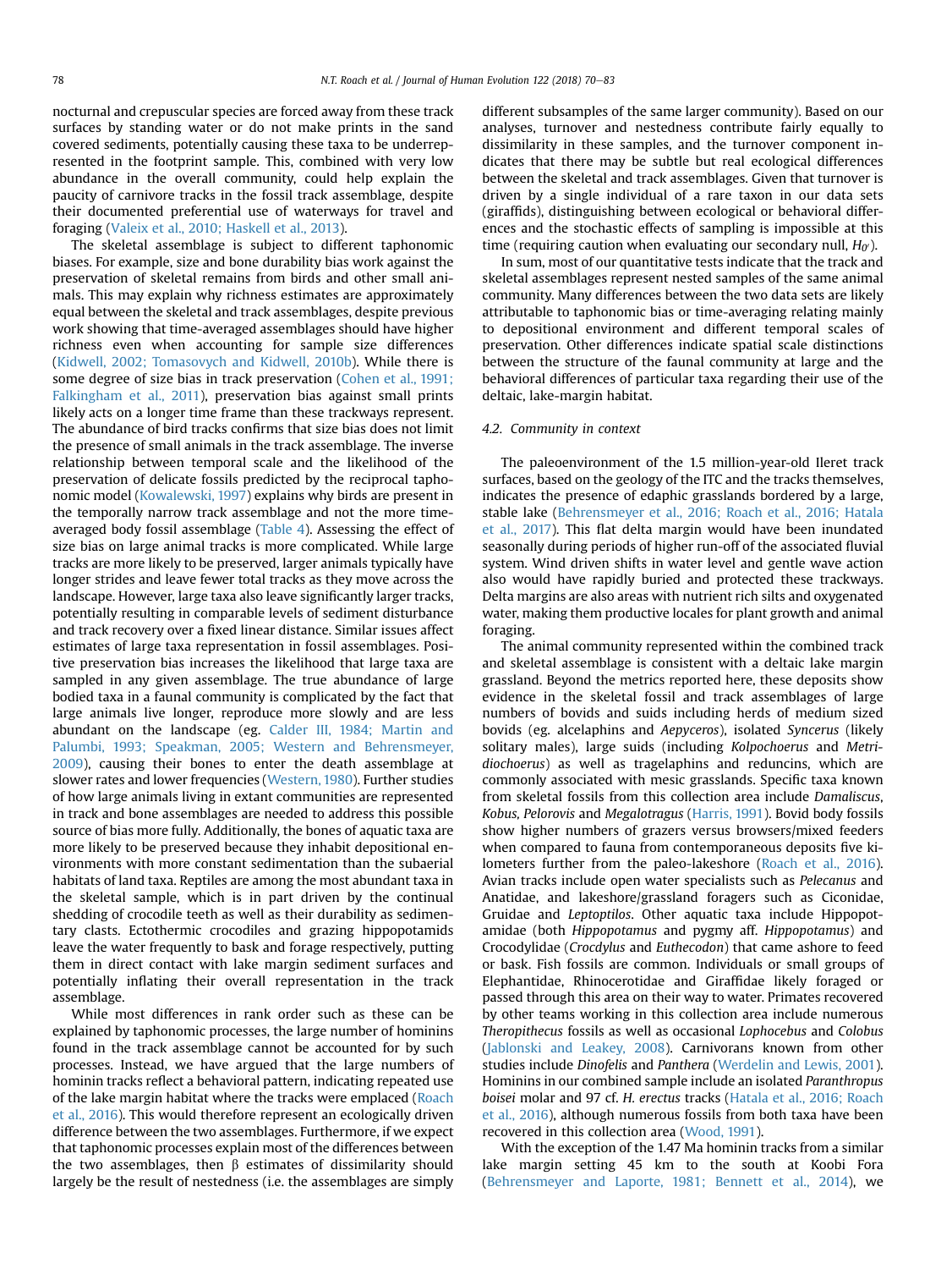nocturnal and crepuscular species are forced away from these track surfaces by standing water or do not make prints in the sand covered sediments, potentially causing these taxa to be underrepresented in the footprint sample. This, combined with very low abundance in the overall community, could help explain the paucity of carnivore tracks in the fossil track assemblage, despite their documented preferential use of waterways for travel and foraging (Valeix et al., 2010; Haskell et al., 2013).

The skeletal assemblage is subject to different taphonomic biases. For example, size and bone durability bias work against the preservation of skeletal remains from birds and other small animals. This may explain why richness estimates are approximately equal between the skeletal and track assemblages, despite previous work showing that time-averaged assemblages should have higher richness even when accounting for sample size differences (Kidwell, 2002; Tomasovych and Kidwell, 2010b). While there is some degree of size bias in track preservation (Cohen et al., 1991; Falkingham et al., 2011), preservation bias against small prints likely acts on a longer time frame than these trackways represent. The abundance of bird tracks confirms that size bias does not limit the presence of small animals in the track assemblage. The inverse relationship between temporal scale and the likelihood of the preservation of delicate fossils predicted by the reciprocal taphonomic model (Kowalewski, 1997) explains why birds are present in the temporally narrow track assemblage and not the more time-averaged body fossil assemblage (Table 4). Assessing the effect of size bias on large animal tracks is more complicated. While large tracks are more likely to be preserved, larger animals typically have longer strides and leave fewer total tracks as they move across the landscape. However, large taxa also leave significantly larger tracks, potentially resulting in comparable levels of sediment disturbance and track recovery over a fixed linear distance. Similar issues affect estimates of large taxa representation in fossil assemblages. Positive preservation bias increases the likelihood that large taxa are sampled in any given assemblage. The true abundance of large bodied taxa in a faunal community is complicated by the fact that large animals live longer, reproduce more slowly and are less abundant on the landscape (eg. Calder III, 1984; Martin and Palumbi, 1993; Speakman, 2005; Western and Behrensmeyer, 2009), causing their bones to enter the death assemblage at slower rates and lower frequencies (Western, 1980). Further studies of how large animals living in extant communities are represented in track and bone assemblages are needed to address this possible source of bias more fully. Additionally, the bones of aquatic taxa are more likely to be preserved because they inhabit depositional environments with more constant sedimentation than the subaerial habitats of land taxa. Reptiles are among the most abundant taxa in the skeletal sample, which is in part driven by the continual shedding of crocodile teeth as well as their durability as sedimentary clasts. Ectothermic crocodiles and grazing hippopotamids leave the water frequently to bask and forage respectively, putting them in direct contact with lake margin sediment surfaces and potentially inflating their overall representation in the track assemblage.

While most differences in rank order such as these can be explained by taphonomic processes, the large number of hominins found in the track assemblage cannot be accounted for by such processes. Instead, we have argued that the large numbers of hominin tracks reflect a behavioral pattern, indicating repeated use of the lake margin habitat where the tracks were emplaced (Roach et al., 2016). This would therefore represent an ecologically driven difference between the two assemblages. Furthermore, if we expect that taphonomic processes explain most of the differences between the two assemblages, then β estimates of dissimilarity should largely be the result of nestedness (i.e. the assemblages are simply different subsamples of the same larger community). Based on our analyses, turnover and nestedness contribute fairly equally to dissimilarity in these samples, and the turnover component indicates that there may be subtle but real ecological differences between the skeletal and track assemblages. Given that turnover is driven by a single individual of a rare taxon in our data sets (giraffids), distinguishing between ecological or behavioral differences and the stochastic effects of sampling is impossible at this time (requiring caution when evaluating our secondary null, $H_{0'}$).

In sum, most of our quantitative tests indicate that the track and skeletal assemblages represent nested samples of the same animal community. Many differences between the two data sets are likely attributable to taphonomic bias or time-averaging relating mainly to depositional environment and different temporal scales of preservation. Other differences indicate spatial scale distinctions between the structure of the faunal community at large and the behavioral differences of particular taxa regarding their use of the deltaic, lake-margin habitat.

### 4.2. Community in context

The paleoenvironment of the 1.5 million-year-old Ileret track surfaces, based on the geology of the ITC and the tracks themselves, indicates the presence of edaphic grasslands bordered by a large, stable lake (Behrensmeyer et al., 2016; Roach et al., 2016; Hatala et al., 2017). This flat delta margin would have been inundated seasonally during periods of higher run-off of the associated fluvial system. Wind driven shifts in water level and gentle wave action also would have rapidly buried and protected these trackways. Delta margins are also areas with nutrient rich silts and oxygenated water, making them productive locales for plant growth and animal foraging.

The animal community represented within the combined track and skeletal assemblage is consistent with a deltaic lake margin grassland. Beyond the metrics reported here, these deposits show evidence in the skeletal fossil and track assemblages of large numbers of bovids and suids including herds of medium sized bovids (eg. alcelaphins and *Aepyceros*), isolated *Syncerus* (likely solitary males), large suids (including *Kolpochoerus* and *Metridiochoerus*) as well as tragelaphins and reduncins, which are commonly associated with mesic grasslands. Specific taxa known from skeletal fossils from this collection area include *Damaliscus*, *Kobus*, *Pelorovis* and *Megalotragus* (Harris, 1991). Bovid body fossils show higher numbers of grazers versus browsers/mixed feeders when compared to fauna from contemporaneous deposits five kilometers further from the paleo-lakeshore (Roach et al., 2016). Avian tracks include open water specialists such as *Pelecanus* and Anatidae, and lakeshore/grassland foragers such as Ciconidae, Gruidae and *Leptoptilos*. Other aquatic taxa include Hippopotamidae (both *Hippopotamus* and pygmy aff. *Hippopotamus*) and Crocodylidae (*Crocdylus* and *Euthecodon*) that came ashore to feed or bask. Fish fossils are common. Individuals or small groups of Elephantidae, Rhinocerotidae and Giraffidae likely foraged or passed through this area on their way to water. Primates recovered by other teams working in this collection area include numerous *Theropithecus* fossils as well as occasional *Lophocebus* and *Colobus* (Jablonski and Leakey, 2008). Carnivorans known from other studies include *Dinofelis* and *Panthera* (Werdelin and Lewis, 2001). Hominins in our combined sample include an isolated *Paranthropus boisei* molar and 97 cf. *H. erectus* tracks (Hatala et al., 2016; Roach et al., 2016), although numerous fossils from both taxa have been recovered in this collection area (Wood, 1991).

With the exception of the 1.47 Ma hominin tracks from a similar lake margin setting 45 km to the south at Koobi Fora (Behrensmeyer and Laporte, 1981; Bennett et al., 2014), we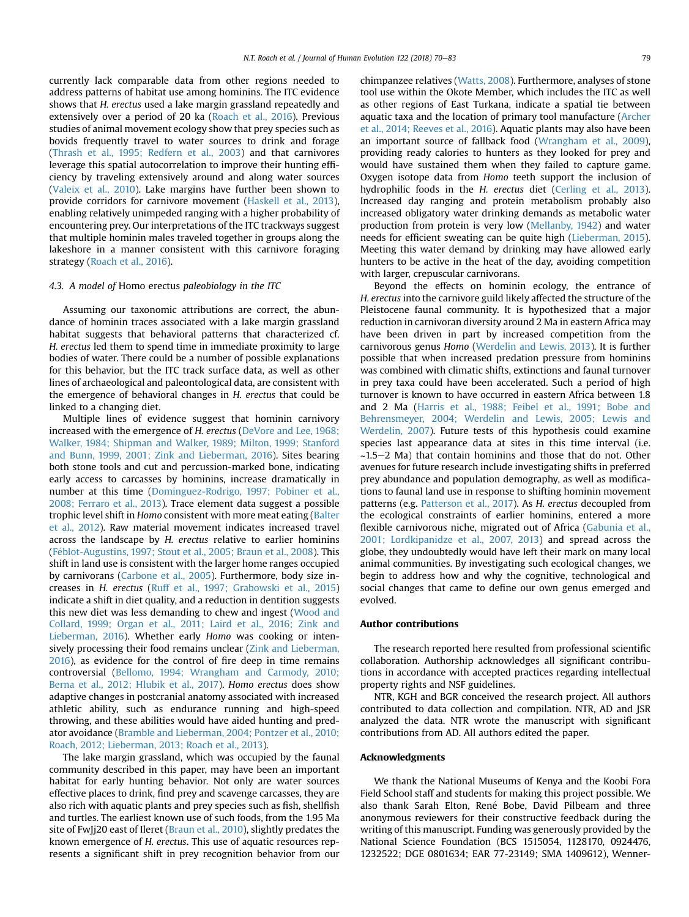currently lack comparable data from other regions needed to address patterns of habitat use among hominins. The ITC evidence shows that *H. erectus* used a lake margin grassland repeatedly and extensively over a period of 20 ka (Roach et al., 2016). Previous studies of animal movement ecology show that prey species such as bovids frequently travel to water sources to drink and forage (Thrash et al., 1995; Redfern et al., 2003) and that carnivores leverage this spatial autocorrelation to improve their hunting efficiency by traveling extensively around and along water sources (Valeix et al., 2010). Lake margins have further been shown to provide corridors for carnivore movement (Haskell et al., 2013), enabling relatively unimpeded ranging with a higher probability of encountering prey. Our interpretations of the ITC trackways suggest that multiple hominin males traveled together in groups along the lakeshore in a manner consistent with this carnivore foraging strategy (Roach et al., 2016).

### 4.3. A model of *Homo erectus* paleobiology in the ITC

Assuming our taxonomic attributions are correct, the abundance of hominin traces associated with a lake margin grassland habitat suggests that behavioral patterns that characterized cf. *H. erectus* led them to spend time in immediate proximity to large bodies of water. There could be a number of possible explanations for this behavior, but the ITC track surface data, as well as other lines of archaeological and paleontological data, are consistent with the emergence of behavioral changes in *H. erectus* that could be linked to a changing diet.

Multiple lines of evidence suggest that hominin carnivory increased with the emergence of *H. erectus* (DeVore and Lee, 1968; Walker, 1984; Shipman and Walker, 1989; Milton, 1999; Stanford and Bunn, 1999, 2001; Zink and Lieberman, 2016). Sites bearing both stone tools and cut and percussion-marked bone, indicating early access to carcasses by hominins, increase dramatically in number at this time (Dominguez-Rodrigo, 1997; Pobiner et al., 2008; Ferraro et al., 2013). Trace element data suggest a possible trophic level shift in *Homo* consistent with more meat eating (Balter et al., 2012). Raw material movement indicates increased travel across the landscape by *H. erectus* relative to earlier hominins (Féblot-Augustins, 1997; Stout et al., 2005; Braun et al., 2008). This shift in land use is consistent with the larger home ranges occupied by carnivorans (Carbone et al., 2005). Furthermore, body size increases in *H. erectus* (Ruff et al., 1997; Grabowski et al., 2015) indicate a shift in diet quality, and a reduction in dentition suggests this new diet was less demanding to chew and ingest (Wood and Collard, 1999; Organ et al., 2011; Laird et al., 2016; Zink and Lieberman, 2016). Whether early *Homo* was cooking or intensively processing their food remains unclear (Zink and Lieberman, 2016), as evidence for the control of fire deep in time remains controversial (Bellomo, 1994; Wrangham and Carmody, 2010; Berna et al., 2012; Hlubik et al., 2017). *Homo erectus* does show adaptive changes in postcranial anatomy associated with increased athletic ability, such as endurance running and high-speed throwing, and these abilities would have aided hunting and predator avoidance (Bramble and Lieberman, 2004; Pontzer et al., 2010; Roach, 2012; Lieberman, 2013; Roach et al., 2013).

The lake margin grassland, which was occupied by the faunal community described in this paper, may have been an important habitat for early hunting behavior. Not only are water sources effective places to drink, find prey and scavenge carcasses, they are also rich with aquatic plants and prey species such as fish, shellfish and turtles. The earliest known use of such foods, from the 1.95 Ma site of FwJj20 east of Ileret (Braun et al., 2010), slightly predates the known emergence of *H. erectus*. This use of aquatic resources represents a significant shift in prey recognition behavior from our chimpanzee relatives (Watts, 2008). Furthermore, analyses of stone tool use within the Okote Member, which includes the ITC as well as other regions of East Turkana, indicate a spatial tie between aquatic taxa and the location of primary tool manufacture (Archer et al., 2014; Reeves et al., 2016). Aquatic plants may also have been an important source of fallback food (Wrangham et al., 2009), providing ready calories to hunters as they looked for prey and would have sustained them when they failed to capture game. Oxygen isotope data from *Homo* teeth support the inclusion of hydrophilic foods in the *H. erectus* diet (Cerling et al., 2013). Increased day ranging and protein metabolism probably also increased obligatory water drinking demands as metabolic water production from protein is very low (Mellanby, 1942) and water needs for efficient sweating can be quite high (Lieberman, 2015). Meeting this water demand by drinking may have allowed early hunters to be active in the heat of the day, avoiding competition with larger, crepuscular carnivorans.

Beyond the effects on hominin ecology, the entrance of *H. erectus* into the carnivore guild likely affected the structure of the Pleistocene faunal community. It is hypothesized that a major reduction in carnivoran diversity around 2 Ma in eastern Africa may have been driven in part by increased competition from the carnivorous genus *Homo* (Werdelin and Lewis, 2013). It is further possible that when increased predation pressure from hominins was combined with climatic shifts, extinctions and faunal turnover in prey taxa could have been accelerated. Such a period of high turnover is known to have occurred in eastern Africa between 1.8 and 2 Ma (Harris et al., 1988; Feibel et al., 1991; Bobe and Behrensmeyer, 2004; Werdelin and Lewis, 2005; Lewis and Werdelin, 2007). Future tests of this hypothesis could examine species last appearance data at sites in this time interval (i.e. ~1.5–2 Ma) that contain hominins and those that do not. Other avenues for future research include investigating shifts in preferred prey abundance and population demography, as well as modifications to faunal land use in response to shifting hominin movement patterns (e.g. Patterson et al., 2017). As *H. erectus* decoupled from the ecological constraints of earlier hominins, entered a more flexible carnivorous niche, migrated out of Africa (Gabunia et al., 2001; Lordkipanidze et al., 2007, 2013) and spread across the globe, they undoubtedly would have left their mark on many local animal communities. By investigating such ecological changes, we begin to address how and why the cognitive, technological and social changes that came to define our own genus emerged and evolved.

## Author contributions

The research reported here resulted from professional scientific collaboration. Authorship acknowledges all significant contributions in accordance with accepted practices regarding intellectual property rights and NSF guidelines.

NTR, KGH and BGR conceived the research project. All authors contributed to data collection and compilation. NTR, AD and JSR analyzed the data. NTR wrote the manuscript with significant contributions from AD. All authors edited the paper.

## Acknowledgments

We thank the National Museums of Kenya and the Koobi Fora Field School staff and students for making this project possible. We also thank Sarah Elton, René Bobe, David Pilbeam and three anonymous reviewers for their constructive feedback during the writing of this manuscript. Funding was generously provided by the National Science Foundation (BCS 1515054, 1128170, 0924476, 1232522; DGE 0801634; EAR 77-23149; SMA 1409612), Wenner-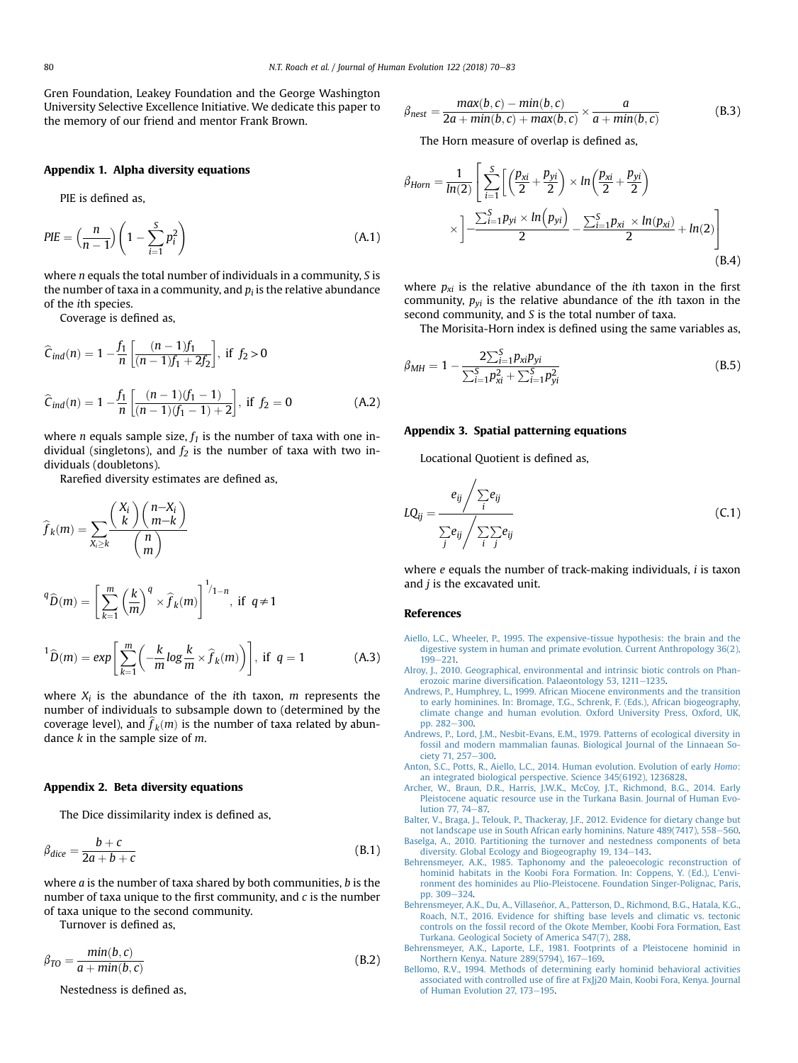Gren Foundation, Leakey Foundation and the George Washington University Selective Excellence Initiative. We dedicate this paper to the memory of our friend and mentor Frank Brown.

## Appendix 1. Alpha diversity equations

PIE is defined as,

$$PIE = \left(\frac{n}{n-1}\right)\left(1 - \sum_{i=1}^{S} p_i^2\right) \tag{A.1}$$

where $n$ equals the total number of individuals in a community, $S$ is the number of taxa in a community, and $p_i$ is the relative abundance of the $i$th species.

Coverage is defined as,

$$\widehat{C}_{ind}(n) = 1 - \frac{f_1}{n}\left[\frac{(n-1)f_1}{(n-1)f_1 + 2f_2}\right], \text{ if } f_2 > 0$$

$$\widehat{C}_{ind}(n) = 1 - \frac{f_1}{n}\left[\frac{(n-1)(f_1-1)}{(n-1)(f_1-1)+2}\right], \text{ if } f_2 = 0 \tag{A.2}$$

where $n$ equals sample size, $f_1$ is the number of taxa with one individual (singletons), and $f_2$ is the number of taxa with two individuals (doubletons).

Rarefied diversity estimates are defined as,

$$\widehat{f}_k(m) = \sum_{X_i \geq k} \frac{\binom{X_i}{k}\binom{n-X_i}{m-k}}{\binom{n}{m}}$$

$$^{q}\widehat{D}(m) = \left[\sum_{k=1}^{m}\left(\frac{k}{m}\right)^{q} \times \widehat{f}_k(m)\right]^{1/1-n}, \text{ if } q \neq 1$$

$$^{1}\widehat{D}(m) = exp\left[\sum_{k=1}^{m}\left(-\frac{k}{m} log \frac{k}{m} \times \widehat{f}_k(m)\right)\right], \text{ if } q = 1 \tag{A.3}$$

where $X_i$ is the abundance of the $i$th taxon, $m$ represents the number of individuals to subsample down to (determined by the coverage level), and $\widehat{f}_k(m)$ is the number of taxa related by abundance $k$ in the sample size of $m$.

## Appendix 2. Beta diversity equations

The Dice dissimilarity index is defined as,

$$\beta_{dice} = \frac{b+c}{2a+b+c} \tag{B.1}$$

where $a$ is the number of taxa shared by both communities, $b$ is the number of taxa unique to the first community, and $c$ is the number of taxa unique to the second community.

Turnover is defined as,

$$\beta_{TO} = \frac{min(b,c)}{a + min(b,c)} \tag{B.2}$$

Nestedness is defined as,

$$\beta_{nest} = \frac{max(b,c) - min(b,c)}{2a + min(b,c) + max(b,c)} \times \frac{a}{a + min(b,c)} \tag{B.3}$$

The Horn measure of overlap is defined as,

$$\beta_{Horn} = \frac{1}{ln(2)}\left[\sum_{i=1}^{S}\left[\left(\frac{p_{xi}}{2} + \frac{p_{yi}}{2}\right) \times ln\left(\frac{p_{xi}}{2} + \frac{p_{yi}}{2}\right)\right.\right.$$
$$\left.\left. \times\right] - \frac{\sum_{i=1}^{S} p_{yi} \times ln\left(p_{yi}\right)}{2} - \frac{\sum_{i=1}^{S} p_{xi} \times ln(p_{xi})}{2} + ln(2)\right] \tag{B.4}$$

where $p_{xi}$ is the relative abundance of the $i$th taxon in the first community, $p_{yi}$ is the relative abundance of the $i$th taxon in the second community, and $S$ is the total number of taxa.

The Morisita-Horn index is defined using the same variables as,

$$\beta_{MH} = 1 - \frac{2\sum_{i=1}^{S} p_{xi} p_{yi}}{\sum_{i=1}^{S} p_{xi}^2 + \sum_{i=1}^{S} p_{yi}^2} \tag{B.5}$$

## Appendix 3. Spatial patterning equations

Locational Quotient is defined as,

$$LQ_{ij} = \frac{e_{ij} \Big/ \sum_{i} e_{ij}}{\sum_{j} e_{ij} \Big/ \sum_{i}\sum_{j} e_{ij}} \tag{C.1}$$

where $e$ equals the number of track-making individuals, $i$ is taxon and $j$ is the excavated unit.

## References

Aiello, L.C., Wheeler, P., 1995. The expensive-tissue hypothesis: the brain and the digestive system in human and primate evolution. Current Anthropology 36(2), 199–221.

Alroy, J., 2010. Geographical, environmental and intrinsic biotic controls on Phanerozoic marine diversification. Palaeontology 53, 1211–1235.

Andrews, P., Humphrey, L., 1999. African Miocene environments and the transition to early hominines. In: Bromage, T.G., Schrenk, F. (Eds.), African biogeography, climate change and human evolution. Oxford University Press, Oxford, UK, pp. 282–300.

Andrews, P., Lord, J.M., Nesbit-Evans, E.M., 1979. Patterns of ecological diversity in fossil and modern mammalian faunas. Biological Journal of the Linnaean Society 71, 257–300.

Anton, S.C., Potts, R., Aiello, L.C., 2014. Human evolution. Evolution of early *Homo*: an integrated biological perspective. Science 345(6192), 1236828.

Archer, W., Braun, D.R., Harris, J.W.K., McCoy, J.T., Richmond, B.G., 2014. Early Pleistocene aquatic resource use in the Turkana Basin. Journal of Human Evolution 77, 74–87.

Balter, V., Braga, J., Telouk, P., Thackeray, J.F., 2012. Evidence for dietary change but not landscape use in South African early hominins. Nature 489(7417), 558–560.

Baselga, A., 2010. Partitioning the turnover and nestedness components of beta diversity. Global Ecology and Biogeography 19, 134–143.

Behrensmeyer, A.K., 1985. Taphonomy and the paleoecologic reconstruction of hominid habitats in the Koobi Fora Formation. In: Coppens, Y. (Ed.), L'environment des hominides au Plio-Pleistocene. Foundation Singer-Polignac, Paris, pp. 309–324.

Behrensmeyer, A.K., Du, A., Villaseñor, A., Patterson, D., Richmond, B.G., Hatala, K.G., Roach, N.T., 2016. Evidence for shifting base levels and climatic vs. tectonic controls on the fossil record of the Okote Member, Koobi Fora Formation, East Turkana. Geological Society of America S47(7), 288.

Behrensmeyer, A.K., Laporte, L.F., 1981. Footprints of a Pleistocene hominid in Northern Kenya. Nature 289(5794), 167–169.

Bellomo, R.V., 1994. Methods of determining early hominid behavioral activities associated with controlled use of fire at FxJj20 Main, Koobi Fora, Kenya. Journal of Human Evolution 27, 173–195.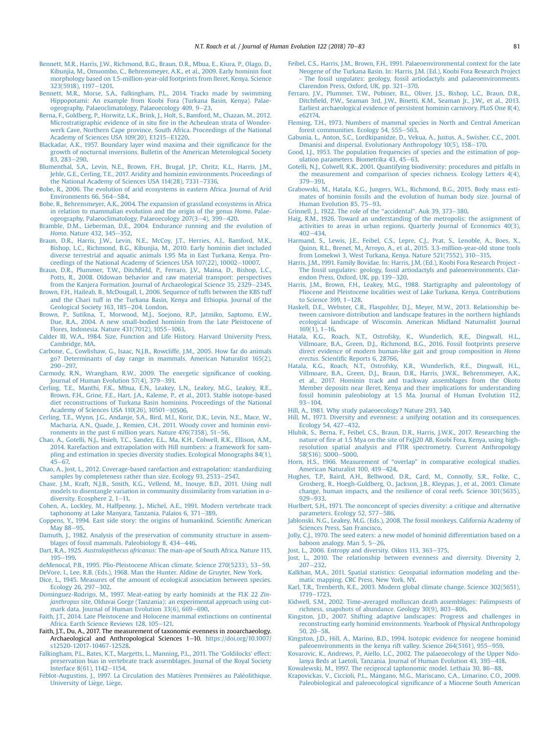Bennett, M.R., Harris, J.W., Richmond, B.G., Braun, D.R., Mbua, E., Kiura, P., Olago, D., Kibunjia, M., Omuombo, C., Behrensmeyer, A.K., et al., 2009. Early hominin foot morphology based on 1.5-million-year-old footprints from Ileret, Kenya. Science 323(5918), 1197–1201.

Bennett, M.R., Morse, S.A., Falkingham, P.L., 2014. Tracks made by swimming Hippopotami: An example from Koobi Fora (Turkana Basin, Kenya). Palaeogeography, Palaeoclimatology, Palaeoecology 409, 9–23.

Berna, F., Goldberg, P., Horwitz, L.K., Brink, J., Holt, S., Bamford, M., Chazan, M., 2012. Microstratigraphic evidence of in situ fire in the Acheulean strata of Wonderwerk Cave, Northern Cape province, South Africa. Proceedings of the National Academy of Sciences USA 109(20), E1215–E1220.

Blackadar, A.K., 1957. Boundary layer wind maxima and their significance for the growth of nocturnal inversions. Bulletin of the American Meterological Society 83, 283–290.

Blumenthal, S.A., Levin, N.E., Brown, F.H., Brugal, J.P., Chritz, K.L., Harris, J.M., Jehle, G.E., Cerling, T.E., 2017. Aridity and hominin environments. Proceedings of the National Academy of Sciences USA 114(28), 7331–7336.

Bobe, R., 2006. The evolution of arid ecosystems in eastern Africa. Journal of Arid Environments 66, 564–584.

Bobe, R., Behrensmeyer, A.K., 2004. The expansion of grassland ecosystems in Africa in relation to mammalian evolution and the origin of the genus *Homo*. Palaeogeography, Palaeoclimatology, Palaeoecology 207(3–4), 399–420.

Bramble, D.M., Lieberman, D.E., 2004. Endurance running and the evolution of *Homo*. Nature 432, 345–352.

Braun, D.R., Harris, J.W., Levin, N.E., McCoy, J.T., Herries, A.I., Bamford, M.K., Bishop, L.C., Richmond, B.G., Kibunjia, M., 2010. Early hominin diet included diverse terrestrial and aquatic animals 1.95 Ma in East Turkana, Kenya. Proceedings of the National Academy of Sciences USA 107(22), 10002–10007.

Braun, D.R., Plummer, T.W., Ditchfield, P., Ferraro, J.V., Maina, D., Bishop, L.C., Potts, R., 2008. Oldowan behavior and raw material transport: perspectives from the Kanjera Formation. Journal of Archaeological Science 35, 2329–2345.

Brown, F.H., Haileab, B., McDougall, I., 2006. Sequence of tuffs between the KBS tuff and the Chari tuff in the Turkana Basin, Kenya and Ethiopia. Journal of the Geological Society 163, 185–204. London.

Brown, P., Sutikna, T., Morwood, M.J., Soejono, R.P., Jatmiko, Saptomo, E.W., Due, R.A., 2004. A new small-bodied hominin from the Late Pleistocene of Flores, Indonesia. Nature 431(7012), 1055–1061.

Calder III, W.A., 1984. Size, Function and Life History. Harvard University Press, Cambridge, MA.

Carbone, C., Cowlishaw, G., Isaac, N.J.B., Rowcliffe, J.M., 2005. How far do animals go? Determinants of day range in mammals. American Naturalist 165(2), 290–297.

Carmody, R.N., Wrangham, R.W., 2009. The energetic significance of cooking. Journal of Human Evolution 57(4), 379–391.

Cerling, T.E., Manthi, F.K., Mbua, E.N., Leakey, L.N., Leakey, M.G., Leakey, R.E., Brown, F.H., Grine, F.E., Hart, J.A., Kaleme, P., et al., 2013. Stable isotope-based diet reconstructions of Turkana Basin hominins. Proceedings of the National Academy of Sciences USA 110(26), 10501–10506.

Cerling, T.E., Wynn, J.G., Andanje, S.A., Bird, M.I., Korir, D.K., Levin, N.E., Mace, W., Macharia, A.N., Quade, J., Remien, C.H., 2011. Woody cover and hominin environments in the past 6 million years. Nature 476(7358), 51–56.

Chao, A., Gotelli, N.J., Hsieh, T.C., Sander, E.L., Ma, K.H., Colwell, R.K., Ellison, A.M., 2014. Rarefaction and extrapolation with Hill numbers: a framework for sampling and estimation in species diversity studies. Ecological Monographs 84(1), 45–67.

Chao, A., Jost, L., 2012. Coverage-based rarefaction and extrapolation: standardizing samples by completeness rather than size. Ecology 93, 2533–2547.

Chase, J.M., Kraft, N.J.B., Smith, K.G., Vellend, M., Inouye, B.D., 2011. Using null models to disentangle variation in community dissimilarity from variation in α-diversity. Ecosphere 2, 1–11.

Cohen, A., Lockley, M., Halfpenny, J., Michel, A.E., 1991. Modern vertebrate track taphonomy at Lake Manyara, Tanzania. Palaios 6, 371–389.

Coppens, Y., 1994. East side story: the origins of humankind. Scientific American May 88–95.

Damuth, J., 1982. Analysis of the preservation of community structure in assemblages of fossil mammals. Paleobiology 8, 434–446.

Dart, R.A., 1925. *Australopithecus africanus*: The man-ape of South Africa. Nature 115, 195–199.

deMenocal, P.B., 1995. Plio-Pleistocene African climate. Science 270(5233), 53–59.

DeVore, I., Lee, R.B. (Eds.), 1968. Man the Hunter. Aldine de Gruyter, New York.

Dice, L., 1945. Measures of the amount of ecological association between species. Ecology 26, 297–302.

Dominguez-Rodrigo, M., 1997. Meat-eating by early hominids at the FLK 22 *Zinjanthropus* site, Olduvai Gorge (Tanzania): an experimental approach using cut-mark data. Journal of Human Evolution 33(6), 669–690.

Faith, J.T., 2014. Late Pleistocene and Holocene mammal extinctions on continental Africa. Earth Science Reviews 128, 105–121.

Faith, J.T., Du, A., 2017. The measurement of taxonomic evenness in zooarchaeology. Archaeological and Anthropological Sciences 1–10. https://doi.org/10.1007/s12520-12017-10467-12528.

Falkingham, P.L., Bates, K.T., Margetts, L., Manning, P.L., 2011. The 'Goldilocks' effect: preservation bias in vertebrate track assemblages. Journal of the Royal Society Interface 8(61), 1142–1154.

Féblot-Augustins, J., 1997. La Circulation des Matières Premières au Paléolithique. University of Liège, Liège.

Feibel, C.S., Harris, J.M., Brown, F.H., 1991. Palaeoenvironmental context for the late Neogene of the Turkana Basin. In: Harris, J.M. (Ed.), Koobi Fora Research Project - The fossil ungulates: geology, fossil artiodactyls and palaeoenvironments. Clarendon Press, Oxford, UK, pp. 321–370.

Ferraro, J.V., Plummer, T.W., Pobiner, B.L., Oliver, J.S., Bishop, L.C., Braun, D.R., Ditchfield, P.W., Seaman 3rd, J.W., Binetti, K.M., Seaman Jr., J.W., et al., 2013. Earliest archaeological evidence of persistent hominin carnivory. PLoS One 8(4), e62174.

Fleming, T.H., 1973. Numbers of mammal species in North and Central American forest communities. Ecology 54, 555–563.

Gabunia, L., Anton, S.C., Lordkipanidze, D., Vekua, A., Justus, A., Swisher, C.C., 2001. Dmanisi and dispersal. Evolutionary Anthropology 10(5), 158–170.

Good, I.J., 1953. The population frequencies of species and the estimation of population parameters. Biometrika 43, 45–63.

Gotelli, N.J., Colwell, R.K., 2001. Quantifying biodiversity: procedures and pitfalls in the measurement and comparison of species richness. Ecology Letters 4(4), 379–391.

Grabowski, M., Hatala, K.G., Jungers, W.L., Richmond, B.G., 2015. Body mass estimates of hominin fossils and the evolution of human body size. Journal of Human Evolution 85, 75–93.

Grinnell, J., 1922. The role of the "accidental". Auk 39, 373–380.

Haig, R.M., 1926. Toward an understanding of the metropolis: the assignment of activities to areas in urban regions. Quarterly Journal of Economics 40(3), 402–434.

Harmand, S., Lewis, J.E., Feibel, C.S., Lepre, C.J., Prat, S., Lenoble, A., Boes, X., Quinn, R.L., Brenet, M., Arroyo, A., et al., 2015. 3.3-million-year-old stone tools from Lomekwi 3, West Turkana, Kenya. Nature 521(7552), 310–315.

Harris, J.M., 1991. Family Bovidae. In: Harris, J.M. (Ed.), Koobi Fora Research Project - The fossil ungulates: geology, fossil artiodactyls and paleoenvironments. Clarendon Press, Oxford, UK, pp. 139–320.

Harris, J.M., Brown, F.H., Leakey, M.G., 1988. Startigraphy and paleontology of Pliocene and Pleistocene localities west of Lake Turkana, Kenya. Contributions to Science 399, 1–128.

Haskell, D.E., Webster, C.R., Flaspohler, D.J., Meyer, M.W., 2013. Relationship between carnivore distribution and landscape features in the northern highlands ecological landscape of Wisconsin. American Midland Naturalist Journal 169(1), 1–16.

Hatala, K.G., Roach, N.T., Ostrofsky, K., Wunderlich, R.E., Dingwall, H.L., Villmoare, B.A., Green, D.J., Richmond, B.G., 2016. Fossil footprints preserve direct evidence of modern human-like gait and group composition in *Homo erectus*. Scientific Reports 6, 28766.

Hatala, K.G., Roach, N.T., Ostrofsky, K.R., Wunderlich, R.E., Dingwall, H.L., Villmoare, B.A., Green, D.J., Braun, D.R., Harris, J.W.K., Behrensmeyer, A.K., et al., 2017. Hominin track and trackway assemblages from the Okoto Member deposits near Ileret, Kenya and their implications for understanding fossil hominin paleobiology at 1.5 Ma. Journal of Human Evolution 112, 93–104.

Hill, A., 1981. Why study palaeoecology? Nature 293, 340.

Hill, M., 1973. Diversity and evenness: a unifying notation and its consequences. Ecology 54, 427–432.

Hlubik, S., Berna, F., Feibel, C.S., Braun, D.R., Harris, J.W.K., 2017. Researching the nature of fire at 1.5 Mya on the site of FxJj20 AB, Koobi Fora, Kenya, using high-resolution spatial analysis and FTIR spectrometry. Current Anthropology 58(S16). S000–S000.

Horn, H.S., 1966. Measurement of "overlap" in comparative ecological studies. American Naturalist 100, 419–424.

Hughes, T.P., Baird, A.H., Bellwood, D.R., Card, M., Connolly, S.R., Folke, C., Grosberg, R., Hoegh-Guldberg, O., Jackson, J.B., Kleypas, J., et al., 2003. Climate change, human impacts, and the resilience of coral reefs. Science 301(5635), 929–933.

Hurlbert, S.H., 1971. The nonconcept of species diversity: a critique and alternative parameters. Ecology 52, 577–586.

Jablonski, N.G., Leakey, M.G. (Eds.), 2008. The fossil monkeys. California Academy of Sciences Press, San Francisco.

Jolly, C.J., 1970. The seed eaters: a new model of hominid differentiation based on a baboon analogy. Man 5, 5–26.

Jost, L., 2006. Entropy and diversity. Oikos 113, 363–375.

Jost, L., 2010. The relationship between evenness and diversity. Diversity 2, 207–232.

Kalkhan, M.A., 2011. Spatial statistics: Geospatial information modeling and thematic mapping. CRC Press, New York, NY.

Karl, T.R., Trenberth, K.E., 2003. Modern global climate change. Science 302(5651), 1719–1723.

Kidwell, S.M., 2002. Time-averaged molluscan death assemblages: Palimpsests of richness, snapshots of abundance. Geology 30(9), 803–806.

Kingston, J.D., 2007. Shifting adaptive landscapes: Progress and challenges in reconstructing early hominid environments. Yearbook of Physical Anthropology 50, 20–58.

Kingston, J.D., Hill, A., Marino, B.D., 1994. Isotopic evidence for neogene hominid paleoenvironments in the kenya rift valley. Science 264(5161), 955–959.

Kovarovic, K., Andrews, P., Aiello, L.C., 2002. The palaeoecology of the Upper Ndolanya Beds at Laetoli, Tanzania. Journal of Human Evolution 43, 395–418.

Kowalewski, M., 1997. The reciprocal taphonomic model. Lethaia 30, 86–88.

Krapovickas, V., Ciccioli, P.L., Mángano, M.G., Mariscano, C.A., Limarino, C.O., 2009. Paleobiological and paleoecological significance of a Miocene South American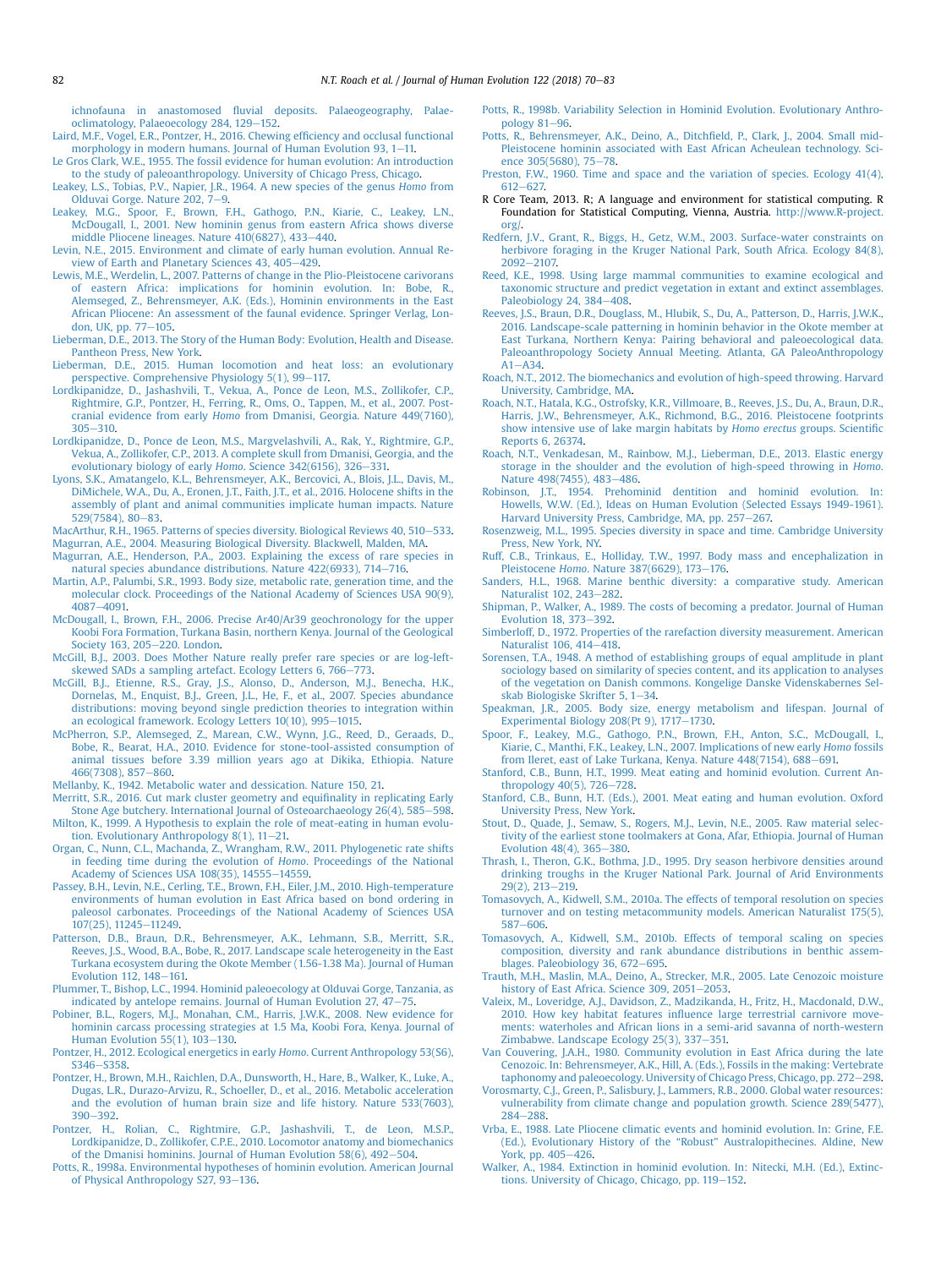ichnofauna in anastomosed fluvial deposits. Palaeogeography, Palaeoclimatology, Palaeoecology 284, 129–152.

Laird, M.F., Vogel, E.R., Pontzer, H., 2016. Chewing efficiency and occlusal functional morphology in modern humans. Journal of Human Evolution 93, 1–11.

Le Gros Clark, W.E., 1955. The fossil evidence for human evolution: An introduction to the study of paleoanthropology. University of Chicago Press, Chicago.

Leakey, L.S., Tobias, P.V., Napier, J.R., 1964. A new species of the genus *Homo* from Olduvai Gorge. Nature 202, 7–9.

Leakey, M.G., Spoor, F., Brown, F.H., Gathogo, P.N., Kiarie, C., Leakey, L.N., McDougall, I., 2001. New hominin genus from eastern Africa shows diverse middle Pliocene lineages. Nature 410(6827), 433–440.

Levin, N.E., 2015. Environment and climate of early human evolution. Annual Review of Earth and Planetary Sciences 43, 405–429.

Lewis, M.E., Werdelin, L., 2007. Patterns of change in the Plio-Pleistocene carivorans of eastern Africa: implications for hominin evolution. In: Bobe, R., Alemseged, Z., Behrensmeyer, A.K. (Eds.), Hominin environments in the East African Pliocene: An assessment of the faunal evidence. Springer Verlag, London, UK, pp. 77–105.

Lieberman, D.E., 2013. The Story of the Human Body: Evolution, Health and Disease. Pantheon Press, New York.

Lieberman, D.E., 2015. Human locomotion and heat loss: an evolutionary perspective. Comprehensive Physiology 5(1), 99–117.

Lordkipanidze, D., Jashashvili, T., Vekua, A., Ponce de Leon, M.S., Zollikofer, C.P., Rightmire, G.P., Pontzer, H., Ferring, R., Oms, O., Tappen, M., et al., 2007. Postcranial evidence from early *Homo* from Dmanisi, Georgia. Nature 449(7160), 305–310.

Lordkipanidze, D., Ponce de Leon, M.S., Margvelashvili, A., Rak, Y., Rightmire, G.P., Vekua, A., Zollikofer, C.P., 2013. A complete skull from Dmanisi, Georgia, and the evolutionary biology of early *Homo*. Science 342(6156), 326–331.

Lyons, S.K., Amatangelo, K.L., Behrensmeyer, A.K., Bercovici, A., Blois, J.L., Davis, M., DiMichele, W.A., Du, A., Eronen, J.T., Faith, J.T., et al., 2016. Holocene shifts in the assembly of plant and animal communities implicate human impacts. Nature 529(7584), 80–83.

MacArthur, R.H., 1965. Patterns of species diversity. Biological Reviews 40, 510–533.

Magurran, A.E., 2004. Measuring Biological Diversity. Blackwell, Malden, MA.

Magurran, A.E., Henderson, P.A., 2003. Explaining the excess of rare species in natural species abundance distributions. Nature 422(6933), 714–716.

Martin, A.P., Palumbi, S.R., 1993. Body size, metabolic rate, generation time, and the molecular clock. Proceedings of the National Academy of Sciences USA 90(9), 4087–4091.

McDougall, I., Brown, F.H., 2006. Precise Ar40/Ar39 geochronology for the upper Koobi Fora Formation, Turkana Basin, northern Kenya. Journal of the Geological Society 163, 205–220. London.

McGill, B.J., 2003. Does Mother Nature really prefer rare species or are log-left-skewed SADs a sampling artefact. Ecology Letters 6, 766–773.

McGill, B.J., Etienne, R.S., Gray, J.S., Alonso, D., Anderson, M.J., Benecha, H.K., Dornelas, M., Enquist, B.J., Green, J.L., He, F., et al., 2007. Species abundance distributions: moving beyond single prediction theories to integration within an ecological framework. Ecology Letters 10(10), 995–1015.

McPherron, S.P., Alemseged, Z., Marean, C.W., Wynn, J.G., Reed, D., Geraads, D., Bobe, R., Bearat, H.A., 2010. Evidence for stone-tool-assisted consumption of animal tissues before 3.39 million years ago at Dikika, Ethiopia. Nature 466(7308), 857–860.

Mellanby, K., 1942. Metabolic water and dessication. Nature 150, 21.

Merritt, S.R., 2016. Cut mark cluster geometry and equifinality in replicating Early Stone Age butchery. International Journal of Osteoarchaeology 26(4), 585–598.

Milton, K., 1999. A Hypothesis to explain the role of meat-eating in human evolution. Evolutionary Anthropology 8(1), 11–21.

Organ, C., Nunn, C.L., Machanda, Z., Wrangham, R.W., 2011. Phylogenetic rate shifts in feeding time during the evolution of *Homo*. Proceedings of the National Academy of Sciences USA 108(35), 14555–14559.

Passey, B.H., Levin, N.E., Cerling, T.E., Brown, F.H., Eiler, J.M., 2010. High-temperature environments of human evolution in East Africa based on bond ordering in paleosol carbonates. Proceedings of the National Academy of Sciences USA 107(25), 11245–11249.

Patterson, D.B., Braun, D.R., Behrensmeyer, A.K., Lehmann, S.B., Merritt, S.R., Reeves, J.S., Wood, B.A., Bobe, R., 2017. Landscape scale heterogeneity in the East Turkana ecosystem during the Okote Member (1.56-1.38 Ma). Journal of Human Evolution 112, 148–161.

Plummer, T., Bishop, L.C., 1994. Hominid paleoecology at Olduvai Gorge, Tanzania, as indicated by antelope remains. Journal of Human Evolution 27, 47–75.

Pobiner, B.L., Rogers, M.J., Monahan, C.M., Harris, J.W.K., 2008. New evidence for hominin carcass processing strategies at 1.5 Ma, Koobi Fora, Kenya. Journal of Human Evolution 55(1), 103–130.

Pontzer, H., 2012. Ecological energetics in early *Homo*. Current Anthropology 53(S6), S346–S358.

Pontzer, H., Brown, M.H., Raichlen, D.A., Dunsworth, H., Hare, B., Walker, K., Luke, A., Dugas, L.R., Durazo-Arvizu, R., Schoeller, D., et al., 2016. Metabolic acceleration and the evolution of human brain size and life history. Nature 533(7603), 390–392.

Pontzer, H., Rolian, C., Rightmire, G.P., Jashashvili, T., de Leon, M.S.P., Lordkipanidze, D., Zollikofer, C.P.E., 2010. Locomotor anatomy and biomechanics of the Dmanisi hominins. Journal of Human Evolution 58(6), 492–504.

Potts, R., 1998a. Environmental hypotheses of hominin evolution. American Journal of Physical Anthropology S27, 93–136.

Potts, R., 1998b. Variability Selection in Hominid Evolution. Evolutionary Anthropology 81–96.

Potts, R., Behrensmeyer, A.K., Deino, A., Ditchfield, P., Clark, J., 2004. Small mid-Pleistocene hominin associated with East African Acheulean technology. Science 305(5680), 75–78.

Preston, F.W., 1960. Time and space and the variation of species. Ecology 41(4), 612–627.

R Core Team, 2013. R; A language and environment for statistical computing. R Foundation for Statistical Computing, Vienna, Austria. http://www.R-project.org/.

Redfern, J.V., Grant, R., Biggs, H., Getz, W.M., 2003. Surface-water constraints on herbivore foraging in the Kruger National Park, South Africa. Ecology 84(8), 2092–2107.

Reed, K.E., 1998. Using large mammal communities to examine ecological and taxonomic structure and predict vegetation in extant and extinct assemblages. Paleobiology 24, 384–408.

Reeves, J.S., Braun, D.R., Douglass, M., Hlubik, S., Du, A., Patterson, D., Harris, J.W.K., 2016. Landscape-scale patterning in hominin behavior in the Okote member at East Turkana, Northern Kenya: Pairing behavioral and paleoecological data. Paleoanthropology Society Annual Meeting. Atlanta, GA PaleoAnthropology A1–A34.

Roach, N.T., 2012. The biomechanics and evolution of high-speed throwing. Harvard University, Cambridge, MA.

Roach, N.T., Hatala, K.G., Ostrofsky, K.R., Villmoare, B., Reeves, J.S., Du, A., Braun, D.R., Harris, J.W., Behrensmeyer, A.K., Richmond, B.G., 2016. Pleistocene footprints show intensive use of lake margin habitats by *Homo erectus* groups. Scientific Reports 6, 26374.

Roach, N.T., Venkadesan, M., Rainbow, M.J., Lieberman, D.E., 2013. Elastic energy storage in the shoulder and the evolution of high-speed throwing in *Homo*. Nature 498(7455), 483–486.

Robinson, J.T., 1954. Prehominid dentition and hominid evolution. In: Howells, W.W. (Ed.), Ideas on Human Evolution (Selected Essays 1949-1961). Harvard University Press, Cambridge, MA, pp. 257–267.

Rosenzweig, M.L., 1995. Species diversity in space and time. Cambridge University Press, New York, NY.

Ruff, C.B., Trinkaus, E., Holliday, T.W., 1997. Body mass and encephalization in Pleistocene *Homo*. Nature 387(6629), 173–176.

Sanders, H.L., 1968. Marine benthic diversity: a comparative study. American Naturalist 102, 243–282.

Shipman, P., Walker, A., 1989. The costs of becoming a predator. Journal of Human Evolution 18, 373–392.

Simberloff, D., 1972. Properties of the rarefaction diversity measurement. American Naturalist 106, 414–418.

Sorensen, T.A., 1948. A method of establishing groups of equal amplitude in plant sociology based on similarity of species content, and its application to analyses of the vegetation on Danish commons. Kongelige Danske Videnskabernes Selskab Biologiske Skrifter 5, 1–34.

Speakman, J.R., 2005. Body size, energy metabolism and lifespan. Journal of Experimental Biology 208(Pt 9), 1717–1730.

Spoor, F., Leakey, M.G., Gathogo, P.N., Brown, F.H., Anton, S.C., McDougall, I., Kiarie, C., Manthi, F.K., Leakey, L.N., 2007. Implications of new early *Homo* fossils from Ileret, east of Lake Turkana, Kenya. Nature 448(7154), 688–691.

Stanford, C.B., Bunn, H.T., 1999. Meat eating and hominid evolution. Current Anthropology 40(5), 726–728.

Stanford, C.B., Bunn, H.T. (Eds.), 2001. Meat eating and human evolution. Oxford University Press, New York.

Stout, D., Quade, J., Semaw, S., Rogers, M.J., Levin, N.E., 2005. Raw material selectivity of the earliest stone toolmakers at Gona, Afar, Ethiopia. Journal of Human Evolution 48(4), 365–380.

Thrash, I., Theron, G.K., Bothma, J.D., 1995. Dry season herbivore densities around drinking troughs in the Kruger National Park. Journal of Arid Environments 29(2), 213–219.

Tomasovych, A., Kidwell, S.M., 2010a. The effects of temporal resolution on species turnover and on testing metacommunity models. American Naturalist 175(5), 587–606.

Tomasovych, A., Kidwell, S.M., 2010b. Effects of temporal scaling on species composition, diversity and rank abundance distributions in benthic assemblages. Paleobiology 36, 672–695.

Trauth, M.H., Maslin, M.A., Deino, A., Strecker, M.R., 2005. Late Cenozoic moisture history of East Africa. Science 309, 2051–2053.

Valeix, M., Loveridge, A.J., Davidson, Z., Madzikanda, H., Fritz, H., Macdonald, D.W., 2010. How key habitat features influence large terrestrial carnivore movements: waterholes and African lions in a semi-arid savanna of north-western Zimbabwe. Landscape Ecology 25(3), 337–351.

Van Couvering, J.A.H., 1980. Community evolution in East Africa during the late Cenozoic. In: Behrensmeyer, A.K., Hill, A. (Eds.), Fossils in the making: Vertebrate taphonomy and paleoecology. University of Chicago Press, Chicago, pp. 272–298.

Vorosmarty, C.J., Green, P., Salisbury, J., Lammers, R.B., 2000. Global water resources: vulnerability from climate change and population growth. Science 289(5477), 284–288.

Vrba, E., 1988. Late Pliocene climatic events and hominid evolution. In: Grine, F.E. (Ed.), Evolutionary History of the "Robust" Australopithecines. Aldine, New York, pp. 405–426.

Walker, A., 1984. Extinction in hominid evolution. In: Nitecki, M.H. (Ed.), Extinctions. University of Chicago, Chicago, pp. 119–152.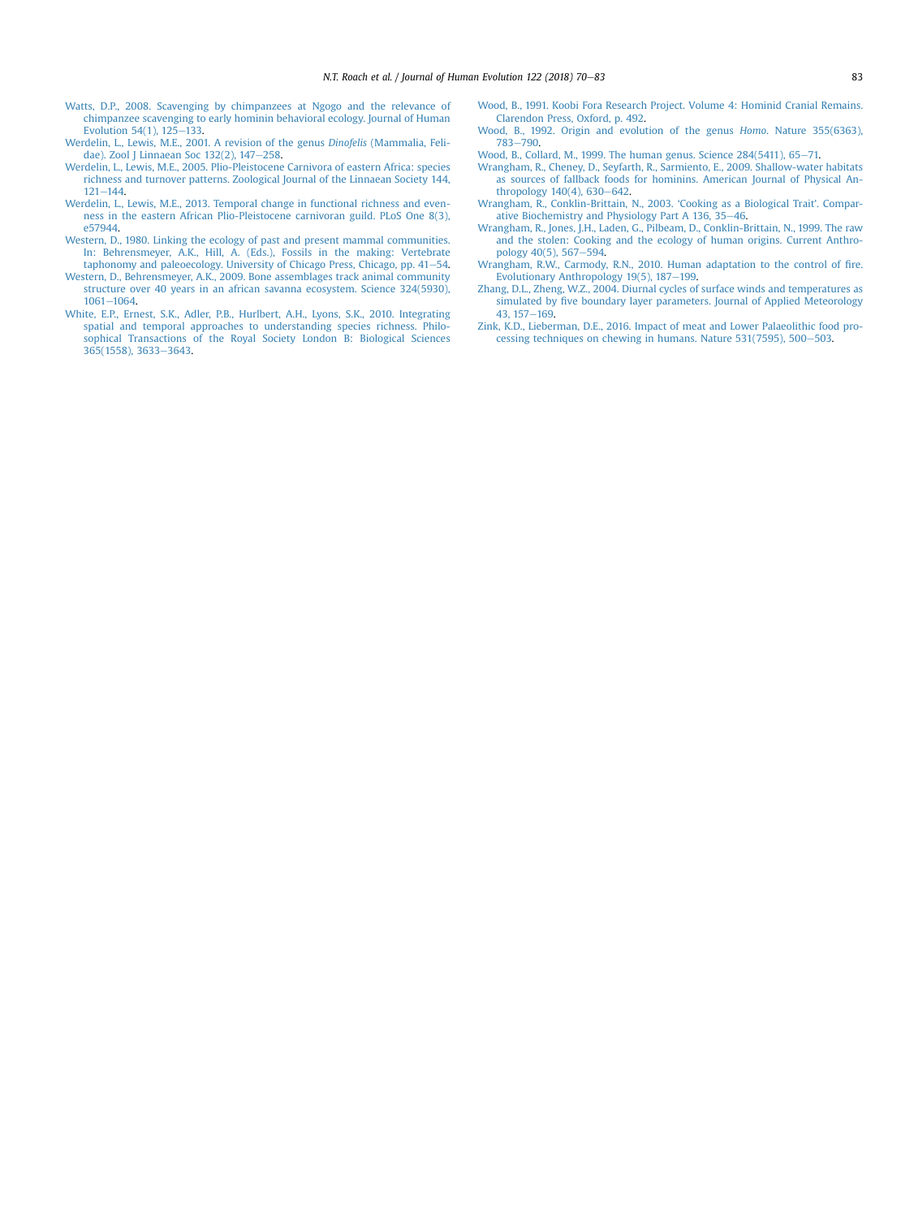Watts, D.P., 2008. Scavenging by chimpanzees at Ngogo and the relevance of chimpanzee scavenging to early hominin behavioral ecology. Journal of Human Evolution 54(1), 125–133.

Werdelin, L., Lewis, M.E., 2001. A revision of the genus *Dinofelis* (Mammalia, Felidae). Zool J Linnaean Soc 132(2), 147–258.

Werdelin, L., Lewis, M.E., 2005. Plio-Pleistocene Carnivora of eastern Africa: species richness and turnover patterns. Zoological Journal of the Linnaean Society 144, 121–144.

Werdelin, L., Lewis, M.E., 2013. Temporal change in functional richness and evenness in the eastern African Plio-Pleistocene carnivoran guild. PLoS One 8(3), e57944.

Western, D., 1980. Linking the ecology of past and present mammal communities. In: Behrensmeyer, A.K., Hill, A. (Eds.), Fossils in the making: Vertebrate taphonomy and paleoecology. University of Chicago Press, Chicago, pp. 41–54.

Western, D., Behrensmeyer, A.K., 2009. Bone assemblages track animal community structure over 40 years in an african savanna ecosystem. Science 324(5930), 1061–1064.

White, E.P., Ernest, S.K., Adler, P.B., Hurlbert, A.H., Lyons, S.K., 2010. Integrating spatial and temporal approaches to understanding species richness. Philosophical Transactions of the Royal Society London B: Biological Sciences 365(1558), 3633–3643.

Wood, B., 1991. Koobi Fora Research Project. Volume 4: Hominid Cranial Remains. Clarendon Press, Oxford, p. 492.

Wood, B., 1992. Origin and evolution of the genus *Homo*. Nature 355(6363), 783–790.

Wood, B., Collard, M., 1999. The human genus. Science 284(5411), 65–71.

Wrangham, R., Cheney, D., Seyfarth, R., Sarmiento, E., 2009. Shallow-water habitats as sources of fallback foods for hominins. American Journal of Physical Anthropology 140(4), 630–642.

Wrangham, R., Conklin-Brittain, N., 2003. 'Cooking as a Biological Trait'. Comparative Biochemistry and Physiology Part A 136, 35–46.

Wrangham, R., Jones, J.H., Laden, G., Pilbeam, D., Conklin-Brittain, N., 1999. The raw and the stolen: Cooking and the ecology of human origins. Current Anthropology 40(5), 567–594.

Wrangham, R.W., Carmody, R.N., 2010. Human adaptation to the control of fire. Evolutionary Anthropology 19(5), 187–199.

Zhang, D.L., Zheng, W.Z., 2004. Diurnal cycles of surface winds and temperatures as simulated by five boundary layer parameters. Journal of Applied Meteorology 43, 157–169.

Zink, K.D., Lieberman, D.E., 2016. Impact of meat and Lower Palaeolithic food processing techniques on chewing in humans. Nature 531(7595), 500–503.